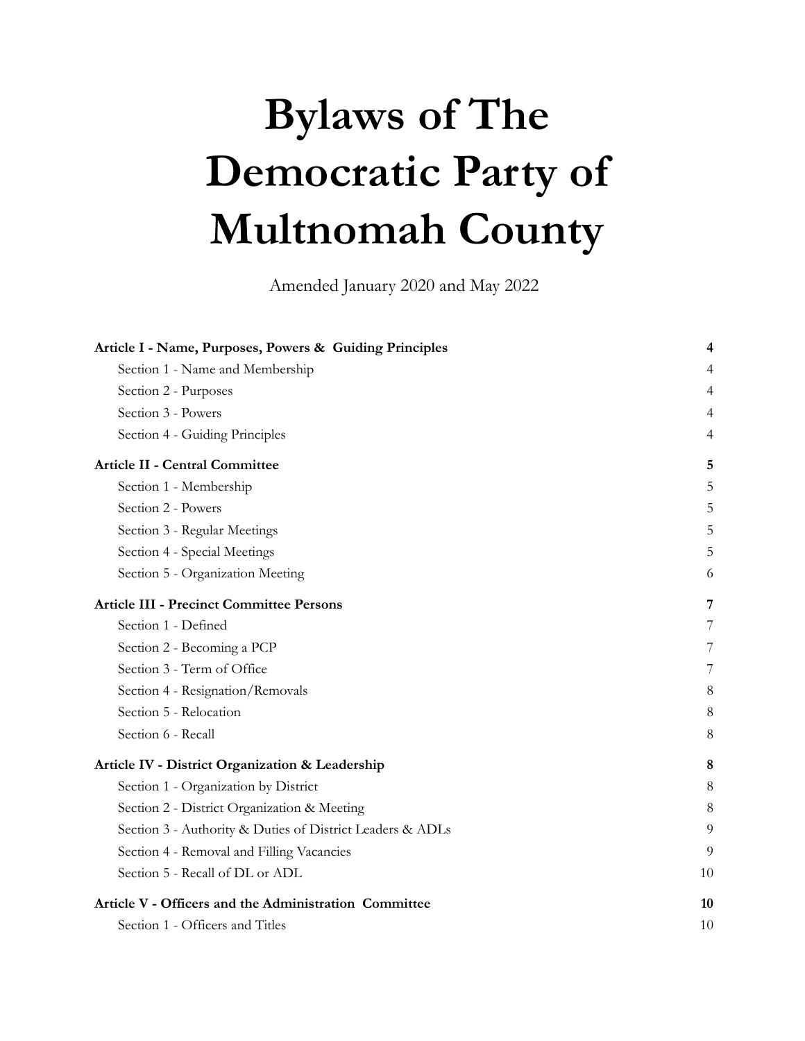# Bylaws of The Democratic Party of Multnomah County

Amended January 2020 and May 2022

| | |
|---|---|
| **Article I - Name, Purposes, Powers & Guiding Principles** | **4** |
| Section 1 - Name and Membership | 4 |
| Section 2 - Purposes | 4 |
| Section 3 - Powers | 4 |
| Section 4 - Guiding Principles | 4 |
| **Article II - Central Committee** | **5** |
| Section 1 - Membership | 5 |
| Section 2 - Powers | 5 |
| Section 3 - Regular Meetings | 5 |
| Section 4 - Special Meetings | 5 |
| Section 5 - Organization Meeting | 6 |
| **Article III - Precinct Committee Persons** | **7** |
| Section 1 - Defined | 7 |
| Section 2 - Becoming a PCP | 7 |
| Section 3 - Term of Office | 7 |
| Section 4 - Resignation/Removals | 8 |
| Section 5 - Relocation | 8 |
| Section 6 - Recall | 8 |
| **Article IV - District Organization & Leadership** | **8** |
| Section 1 - Organization by District | 8 |
| Section 2 - District Organization & Meeting | 8 |
| Section 3 - Authority & Duties of District Leaders & ADLs | 9 |
| Section 4 - Removal and Filling Vacancies | 9 |
| Section 5 - Recall of DL or ADL | 10 |
| **Article V - Officers and the Administration Committee** | **10** |
| Section 1 - Officers and Titles | 10 |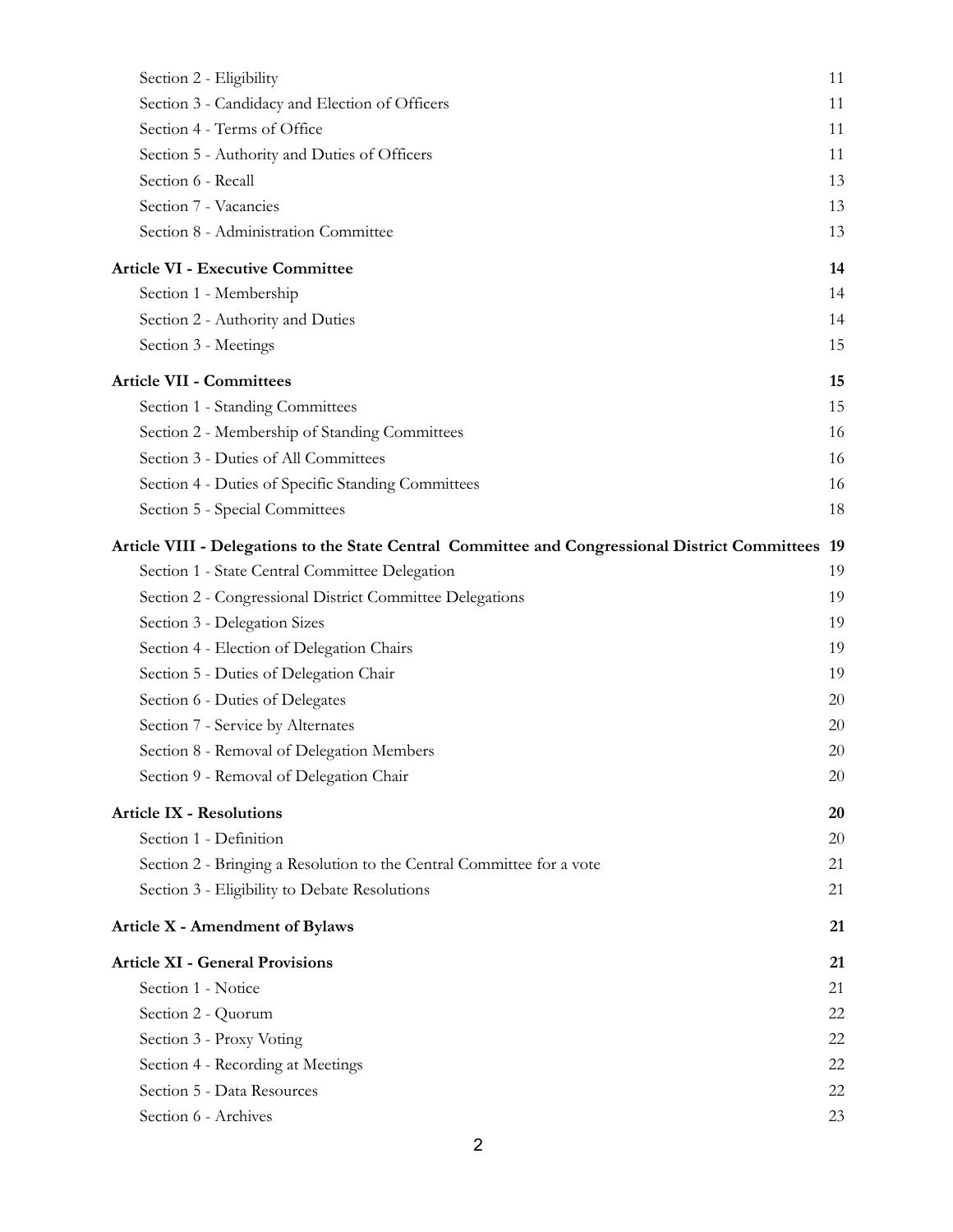Section 2 - Eligibility 11

Section 3 - Candidacy and Election of Officers 11

Section 4 - Terms of Office 11

Section 5 - Authority and Duties of Officers 11

Section 6 - Recall 13

Section 7 - Vacancies 13

Section 8 - Administration Committee 13

**Article VI - Executive Committee 14**

Section 1 - Membership 14

Section 2 - Authority and Duties 14

Section 3 - Meetings 15

**Article VII - Committees 15**

Section 1 - Standing Committees 15

Section 2 - Membership of Standing Committees 16

Section 3 - Duties of All Committees 16

Section 4 - Duties of Specific Standing Committees 16

Section 5 - Special Committees 18

**Article VIII - Delegations to the State Central Committee and Congressional District Committees 19**

Section 1 - State Central Committee Delegation 19

Section 2 - Congressional District Committee Delegations 19

Section 3 - Delegation Sizes 19

Section 4 - Election of Delegation Chairs 19

Section 5 - Duties of Delegation Chair 19

Section 6 - Duties of Delegates 20

Section 7 - Service by Alternates 20

Section 8 - Removal of Delegation Members 20

Section 9 - Removal of Delegation Chair 20

**Article IX - Resolutions 20**

Section 1 - Definition 20

Section 2 - Bringing a Resolution to the Central Committee for a vote 21

Section 3 - Eligibility to Debate Resolutions 21

**Article X - Amendment of Bylaws 21**

**Article XI - General Provisions 21**

Section 1 - Notice 21

Section 2 - Quorum 22

Section 3 - Proxy Voting 22

Section 4 - Recording at Meetings 22

Section 5 - Data Resources 22

Section 6 - Archives 23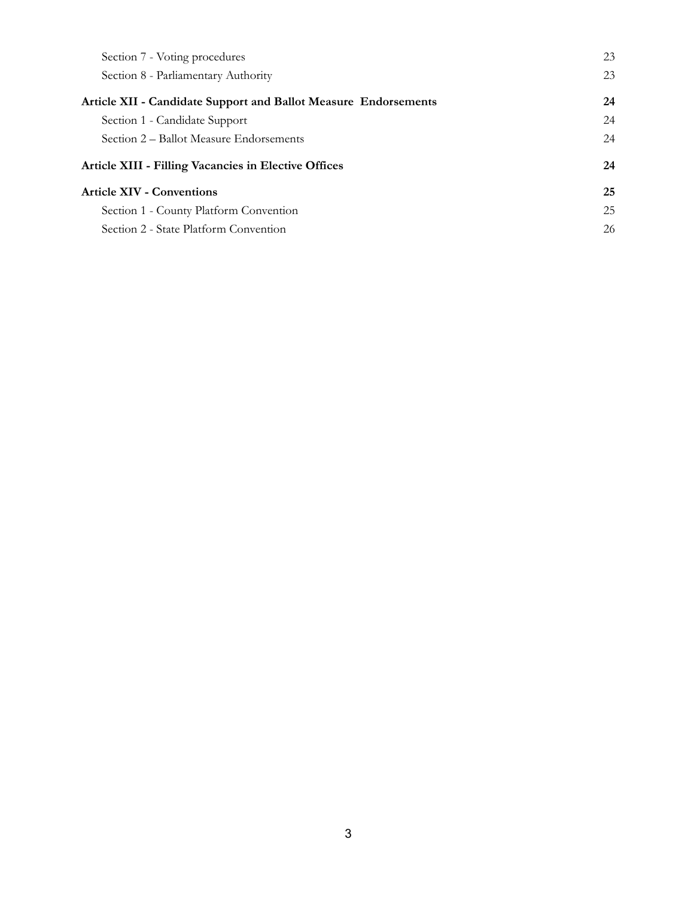| | |
|---|---|
| Section 7 - Voting procedures | 23 |
| Section 8 - Parliamentary Authority | 23 |
| **Article XII - Candidate Support and Ballot Measure Endorsements** | **24** |
| Section 1 - Candidate Support | 24 |
| Section 2 – Ballot Measure Endorsements | 24 |
| **Article XIII - Filling Vacancies in Elective Offices** | **24** |
| **Article XIV - Conventions** | **25** |
| Section 1 - County Platform Convention | 25 |
| Section 2 - State Platform Convention | 26 |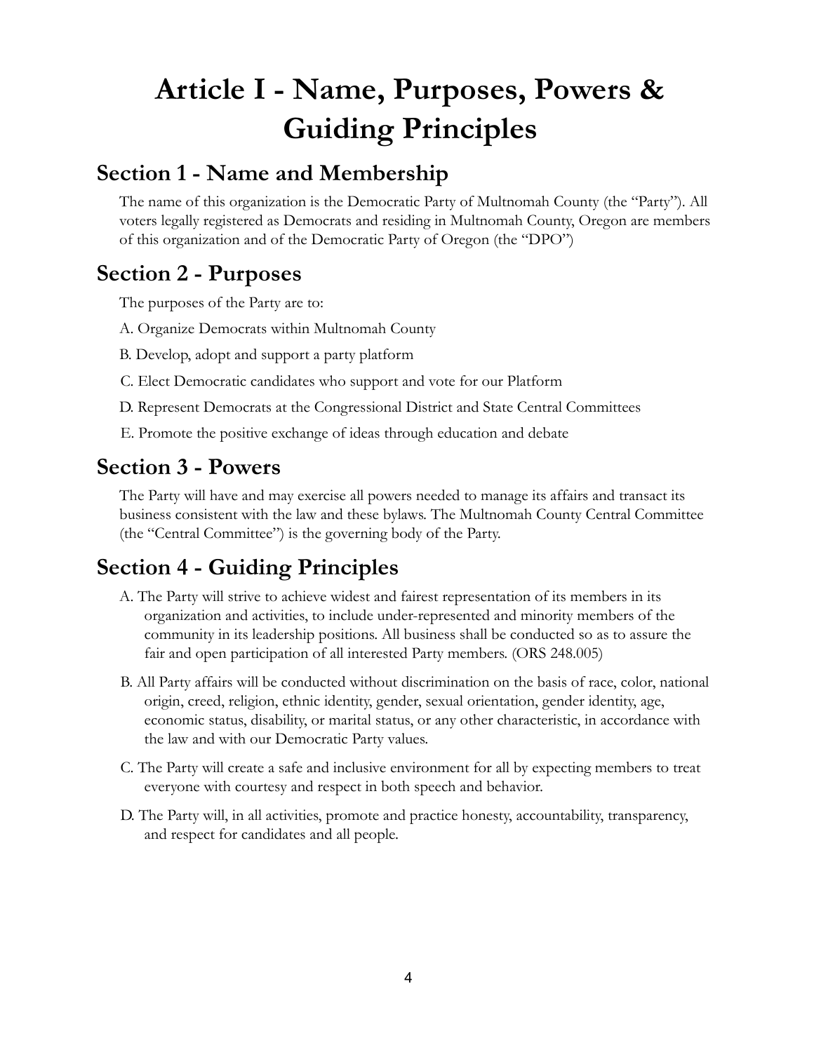# Article I - Name, Purposes, Powers & Guiding Principles

## Section 1 - Name and Membership

The name of this organization is the Democratic Party of Multnomah County (the "Party"). All voters legally registered as Democrats and residing in Multnomah County, Oregon are members of this organization and of the Democratic Party of Oregon (the "DPO")

## Section 2 - Purposes

The purposes of the Party are to:

A. Organize Democrats within Multnomah County

B. Develop, adopt and support a party platform

C. Elect Democratic candidates who support and vote for our Platform

D. Represent Democrats at the Congressional District and State Central Committees

E. Promote the positive exchange of ideas through education and debate

## Section 3 - Powers

The Party will have and may exercise all powers needed to manage its affairs and transact its business consistent with the law and these bylaws. The Multnomah County Central Committee (the "Central Committee") is the governing body of the Party.

## Section 4 - Guiding Principles

A. The Party will strive to achieve widest and fairest representation of its members in its organization and activities, to include under-represented and minority members of the community in its leadership positions. All business shall be conducted so as to assure the fair and open participation of all interested Party members. (ORS 248.005)

B. All Party affairs will be conducted without discrimination on the basis of race, color, national origin, creed, religion, ethnic identity, gender, sexual orientation, gender identity, age, economic status, disability, or marital status, or any other characteristic, in accordance with the law and with our Democratic Party values.

C. The Party will create a safe and inclusive environment for all by expecting members to treat everyone with courtesy and respect in both speech and behavior.

D. The Party will, in all activities, promote and practice honesty, accountability, transparency, and respect for candidates and all people.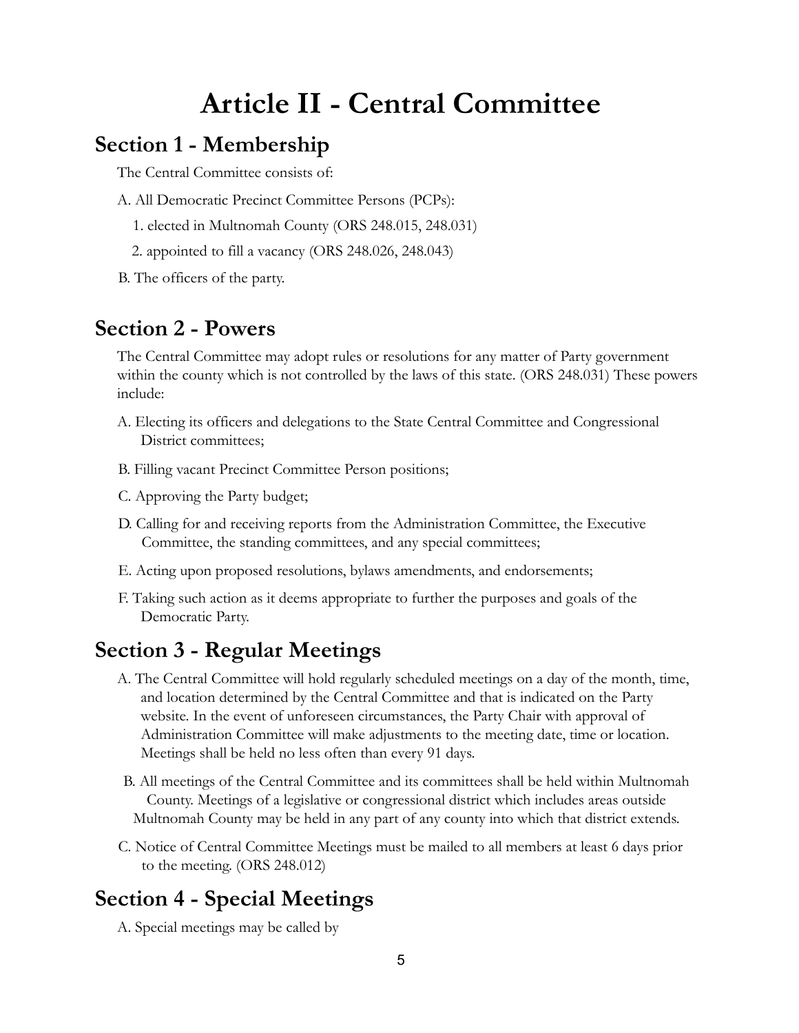# Article II - Central Committee

## Section 1 - Membership

The Central Committee consists of:

A. All Democratic Precinct Committee Persons (PCPs):

1. elected in Multnomah County (ORS 248.015, 248.031)
2. appointed to fill a vacancy (ORS 248.026, 248.043)

B. The officers of the party.

## Section 2 - Powers

The Central Committee may adopt rules or resolutions for any matter of Party government within the county which is not controlled by the laws of this state. (ORS 248.031) These powers include:

A. Electing its officers and delegations to the State Central Committee and Congressional District committees;

B. Filling vacant Precinct Committee Person positions;

C. Approving the Party budget;

D. Calling for and receiving reports from the Administration Committee, the Executive Committee, the standing committees, and any special committees;

E. Acting upon proposed resolutions, bylaws amendments, and endorsements;

F. Taking such action as it deems appropriate to further the purposes and goals of the Democratic Party.

## Section 3 - Regular Meetings

A. The Central Committee will hold regularly scheduled meetings on a day of the month, time, and location determined by the Central Committee and that is indicated on the Party website. In the event of unforeseen circumstances, the Party Chair with approval of Administration Committee will make adjustments to the meeting date, time or location. Meetings shall be held no less often than every 91 days.

B. All meetings of the Central Committee and its committees shall be held within Multnomah County. Meetings of a legislative or congressional district which includes areas outside Multnomah County may be held in any part of any county into which that district extends.

C. Notice of Central Committee Meetings must be mailed to all members at least 6 days prior to the meeting. (ORS 248.012)

## Section 4 - Special Meetings

A. Special meetings may be called by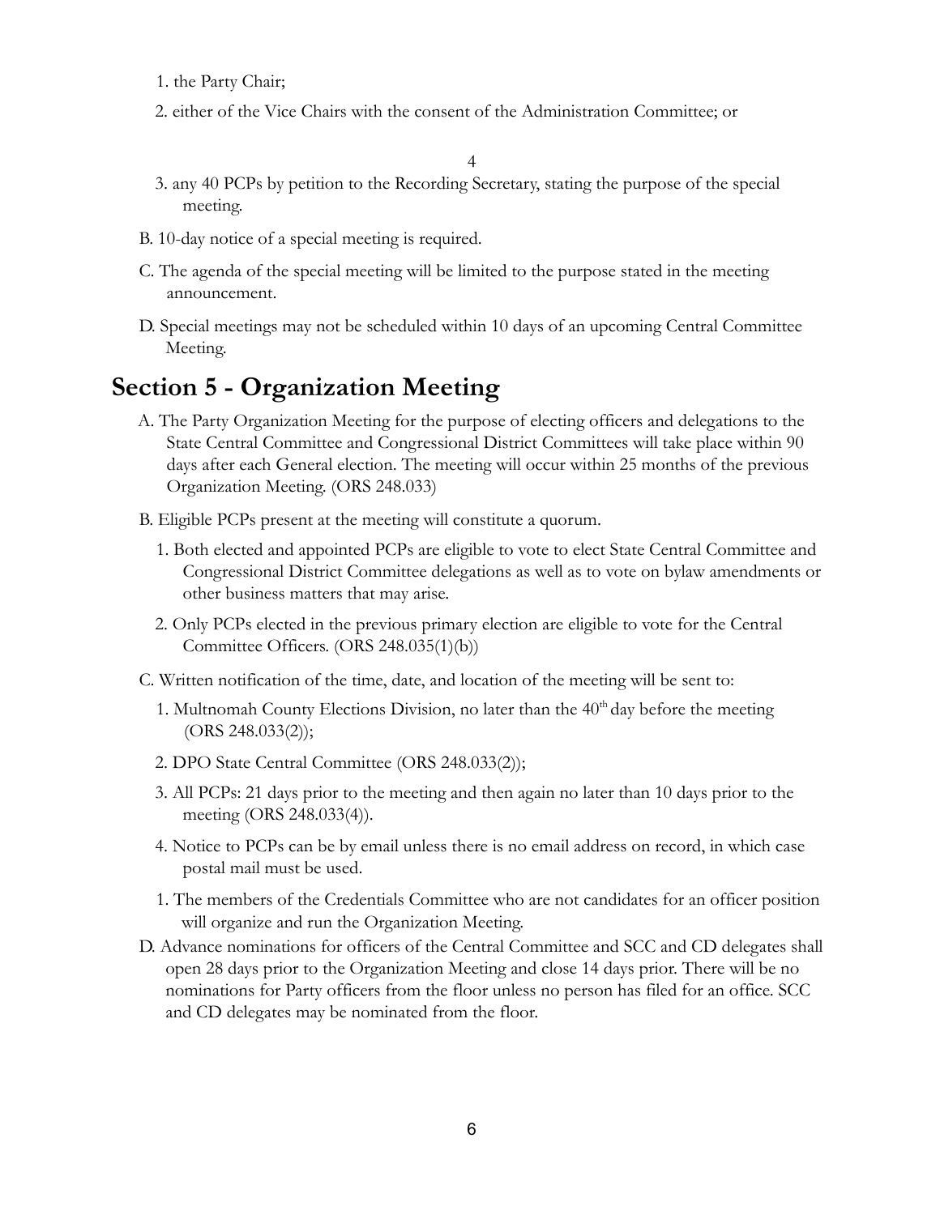1. the Party Chair;
2. either of the Vice Chairs with the consent of the Administration Committee; or

4

3. any 40 PCPs by petition to the Recording Secretary, stating the purpose of the special meeting.

B. 10-day notice of a special meeting is required.

C. The agenda of the special meeting will be limited to the purpose stated in the meeting announcement.

D. Special meetings may not be scheduled within 10 days of an upcoming Central Committee Meeting.

## Section 5 - Organization Meeting

A. The Party Organization Meeting for the purpose of electing officers and delegations to the State Central Committee and Congressional District Committees will take place within 90 days after each General election. The meeting will occur within 25 months of the previous Organization Meeting. (ORS 248.033)

B. Eligible PCPs present at the meeting will constitute a quorum.

1. Both elected and appointed PCPs are eligible to vote to elect State Central Committee and Congressional District Committee delegations as well as to vote on bylaw amendments or other business matters that may arise.
2. Only PCPs elected in the previous primary election are eligible to vote for the Central Committee Officers. (ORS 248.035(1)(b))

C. Written notification of the time, date, and location of the meeting will be sent to:

1. Multnomah County Elections Division, no later than the 40th day before the meeting (ORS 248.033(2));
2. DPO State Central Committee (ORS 248.033(2));
3. All PCPs: 21 days prior to the meeting and then again no later than 10 days prior to the meeting (ORS 248.033(4)).
4. Notice to PCPs can be by email unless there is no email address on record, in which case postal mail must be used.

1. The members of the Credentials Committee who are not candidates for an officer position will organize and run the Organization Meeting.

D. Advance nominations for officers of the Central Committee and SCC and CD delegates shall open 28 days prior to the Organization Meeting and close 14 days prior. There will be no nominations for Party officers from the floor unless no person has filed for an office. SCC and CD delegates may be nominated from the floor.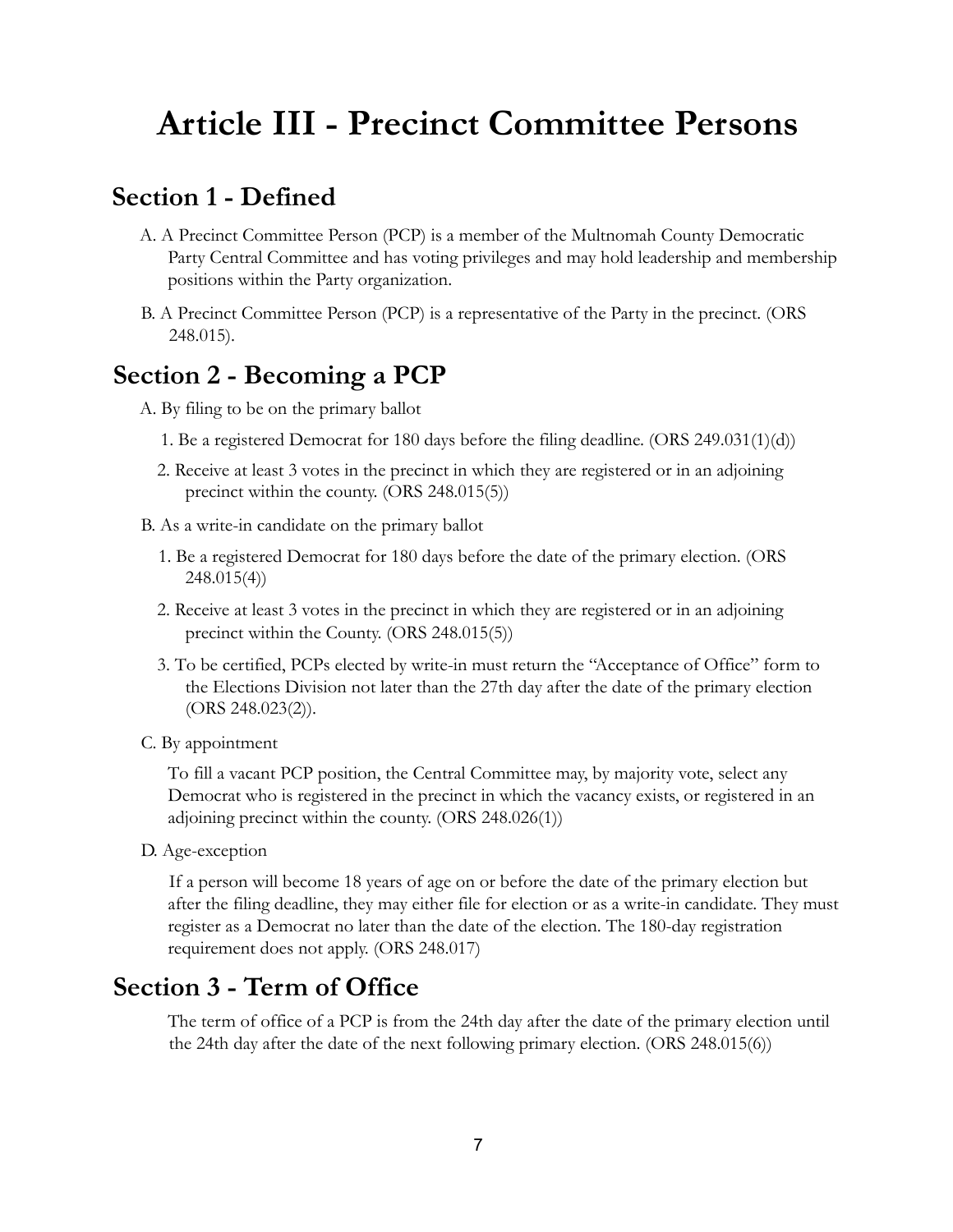# Article III - Precinct Committee Persons

## Section 1 - Defined

A. A Precinct Committee Person (PCP) is a member of the Multnomah County Democratic Party Central Committee and has voting privileges and may hold leadership and membership positions within the Party organization.

B. A Precinct Committee Person (PCP) is a representative of the Party in the precinct. (ORS 248.015).

## Section 2 - Becoming a PCP

A. By filing to be on the primary ballot

1. Be a registered Democrat for 180 days before the filing deadline. (ORS 249.031(1)(d))
2. Receive at least 3 votes in the precinct in which they are registered or in an adjoining precinct within the county. (ORS 248.015(5))

B. As a write-in candidate on the primary ballot

1. Be a registered Democrat for 180 days before the date of the primary election. (ORS 248.015(4))
2. Receive at least 3 votes in the precinct in which they are registered or in an adjoining precinct within the County. (ORS 248.015(5))
3. To be certified, PCPs elected by write-in must return the "Acceptance of Office" form to the Elections Division not later than the 27th day after the date of the primary election (ORS 248.023(2)).

C. By appointment

To fill a vacant PCP position, the Central Committee may, by majority vote, select any Democrat who is registered in the precinct in which the vacancy exists, or registered in an adjoining precinct within the county. (ORS 248.026(1))

D. Age-exception

If a person will become 18 years of age on or before the date of the primary election but after the filing deadline, they may either file for election or as a write-in candidate. They must register as a Democrat no later than the date of the election. The 180-day registration requirement does not apply. (ORS 248.017)

## Section 3 - Term of Office

The term of office of a PCP is from the 24th day after the date of the primary election until the 24th day after the date of the next following primary election. (ORS 248.015(6))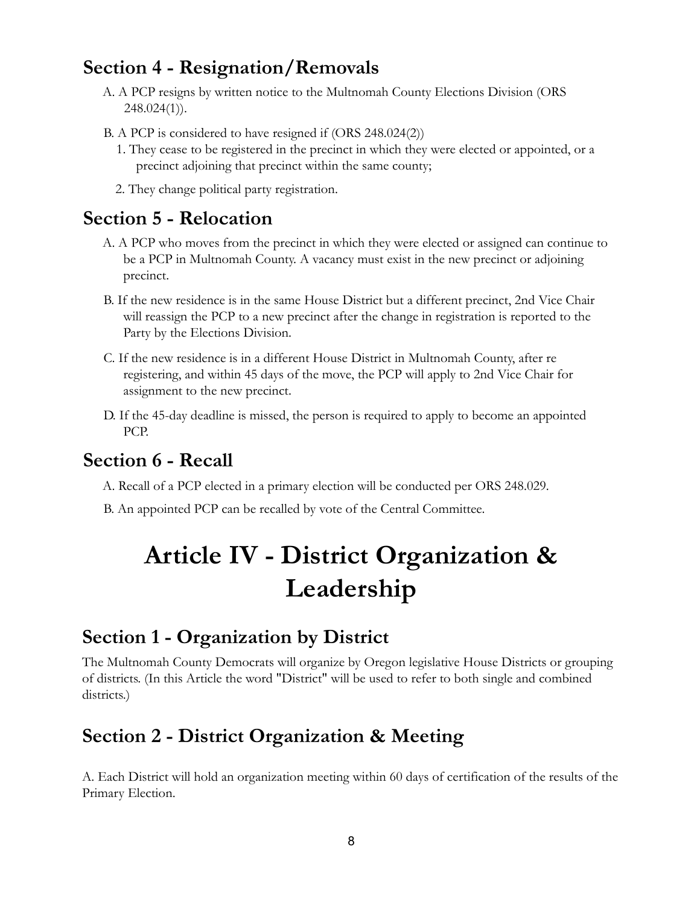## Section 4 - Resignation/Removals

A. A PCP resigns by written notice to the Multnomah County Elections Division (ORS 248.024(1)).

B. A PCP is considered to have resigned if (ORS 248.024(2))

1. They cease to be registered in the precinct in which they were elected or appointed, or a precinct adjoining that precinct within the same county;
2. They change political party registration.

## Section 5 - Relocation

A. A PCP who moves from the precinct in which they were elected or assigned can continue to be a PCP in Multnomah County. A vacancy must exist in the new precinct or adjoining precinct.

B. If the new residence is in the same House District but a different precinct, 2nd Vice Chair will reassign the PCP to a new precinct after the change in registration is reported to the Party by the Elections Division.

C. If the new residence is in a different House District in Multnomah County, after re registering, and within 45 days of the move, the PCP will apply to 2nd Vice Chair for assignment to the new precinct.

D. If the 45-day deadline is missed, the person is required to apply to become an appointed PCP.

## Section 6 - Recall

A. Recall of a PCP elected in a primary election will be conducted per ORS 248.029.

B. An appointed PCP can be recalled by vote of the Central Committee.

# Article IV - District Organization & Leadership

## Section 1 - Organization by District

The Multnomah County Democrats will organize by Oregon legislative House Districts or grouping of districts. (In this Article the word "District" will be used to refer to both single and combined districts.)

## Section 2 - District Organization & Meeting

A. Each District will hold an organization meeting within 60 days of certification of the results of the Primary Election.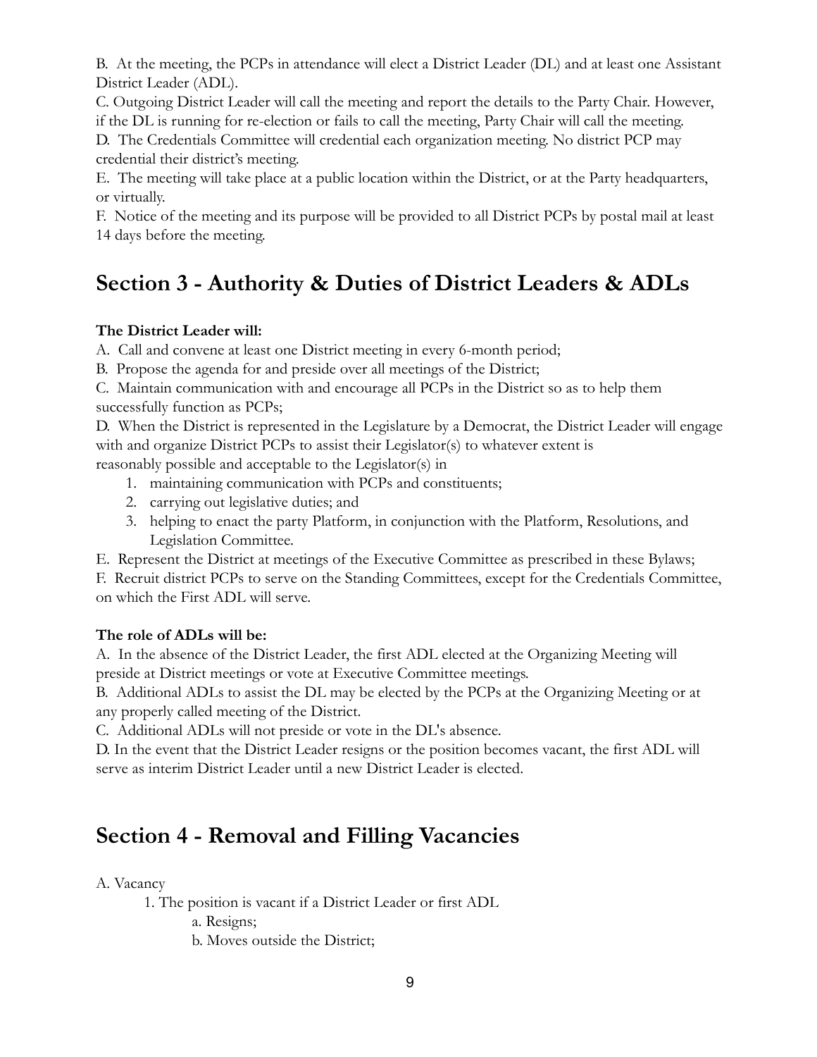B. At the meeting, the PCPs in attendance will elect a District Leader (DL) and at least one Assistant District Leader (ADL).

C. Outgoing District Leader will call the meeting and report the details to the Party Chair. However, if the DL is running for re-election or fails to call the meeting, Party Chair will call the meeting.

D. The Credentials Committee will credential each organization meeting. No district PCP may credential their district's meeting.

E. The meeting will take place at a public location within the District, or at the Party headquarters, or virtually.

F. Notice of the meeting and its purpose will be provided to all District PCPs by postal mail at least 14 days before the meeting.

## Section 3 - Authority & Duties of District Leaders & ADLs

**The District Leader will:**

A. Call and convene at least one District meeting in every 6-month period;

B. Propose the agenda for and preside over all meetings of the District;

C. Maintain communication with and encourage all PCPs in the District so as to help them successfully function as PCPs;

D. When the District is represented in the Legislature by a Democrat, the District Leader will engage with and organize District PCPs to assist their Legislator(s) to whatever extent is reasonably possible and acceptable to the Legislator(s) in

1. maintaining communication with PCPs and constituents;
2. carrying out legislative duties; and
3. helping to enact the party Platform, in conjunction with the Platform, Resolutions, and Legislation Committee.

E. Represent the District at meetings of the Executive Committee as prescribed in these Bylaws;

F. Recruit district PCPs to serve on the Standing Committees, except for the Credentials Committee, on which the First ADL will serve.

**The role of ADLs will be:**

A. In the absence of the District Leader, the first ADL elected at the Organizing Meeting will preside at District meetings or vote at Executive Committee meetings.

B. Additional ADLs to assist the DL may be elected by the PCPs at the Organizing Meeting or at any properly called meeting of the District.

C. Additional ADLs will not preside or vote in the DL's absence.

D. In the event that the District Leader resigns or the position becomes vacant, the first ADL will serve as interim District Leader until a new District Leader is elected.

## Section 4 - Removal and Filling Vacancies

A. Vacancy

1. The position is vacant if a District Leader or first ADL
    a. Resigns;
    b. Moves outside the District;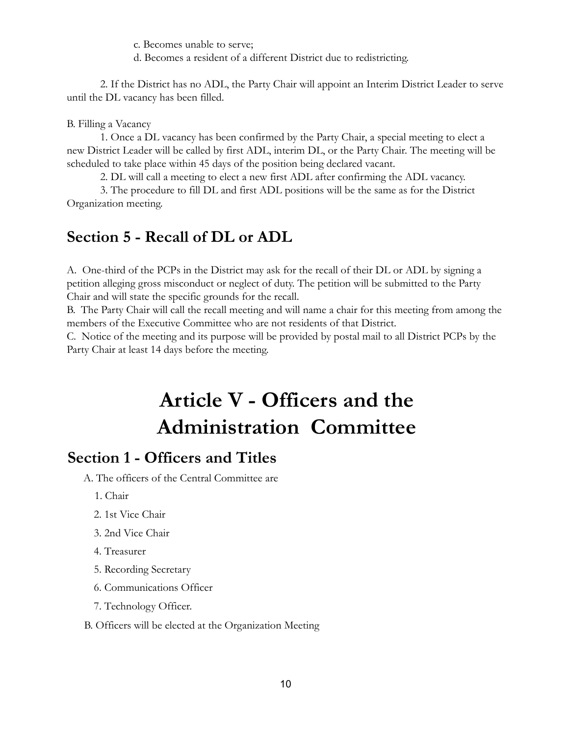c. Becomes unable to serve;

d. Becomes a resident of a different District due to redistricting.

2. If the District has no ADL, the Party Chair will appoint an Interim District Leader to serve until the DL vacancy has been filled.

B. Filling a Vacancy

1. Once a DL vacancy has been confirmed by the Party Chair, a special meeting to elect a new District Leader will be called by first ADL, interim DL, or the Party Chair. The meeting will be scheduled to take place within 45 days of the position being declared vacant.

2. DL will call a meeting to elect a new first ADL after confirming the ADL vacancy.

3. The procedure to fill DL and first ADL positions will be the same as for the District Organization meeting.

## Section 5 - Recall of DL or ADL

A. One-third of the PCPs in the District may ask for the recall of their DL or ADL by signing a petition alleging gross misconduct or neglect of duty. The petition will be submitted to the Party Chair and will state the specific grounds for the recall.

B. The Party Chair will call the recall meeting and will name a chair for this meeting from among the members of the Executive Committee who are not residents of that District.

C. Notice of the meeting and its purpose will be provided by postal mail to all District PCPs by the Party Chair at least 14 days before the meeting.

# Article V - Officers and the Administration Committee

## Section 1 - Officers and Titles

A. The officers of the Central Committee are

1. Chair
2. 1st Vice Chair
3. 2nd Vice Chair
4. Treasurer
5. Recording Secretary
6. Communications Officer
7. Technology Officer.

B. Officers will be elected at the Organization Meeting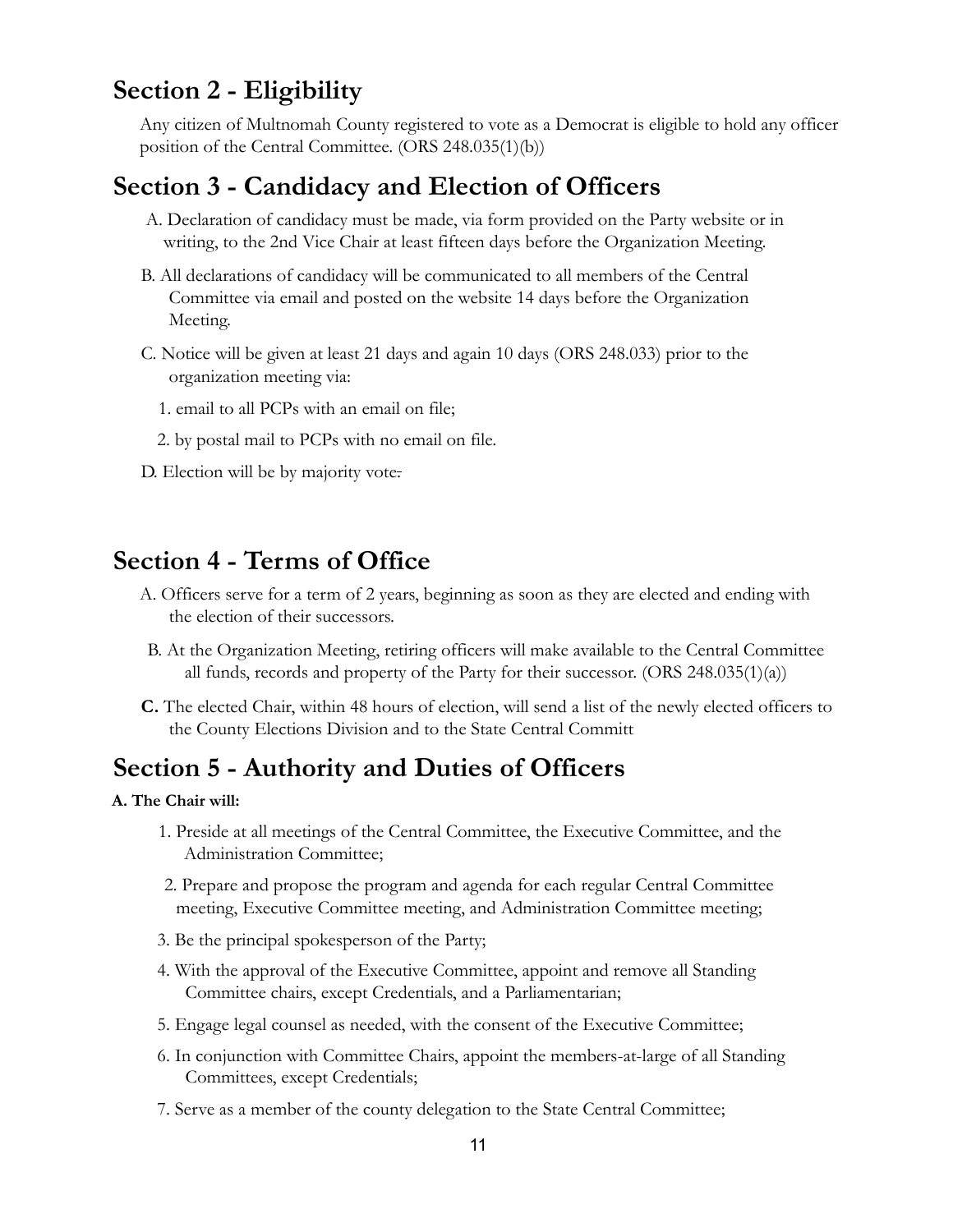## Section 2 - Eligibility

Any citizen of Multnomah County registered to vote as a Democrat is eligible to hold any officer position of the Central Committee. (ORS 248.035(1)(b))

## Section 3 - Candidacy and Election of Officers

A. Declaration of candidacy must be made, via form provided on the Party website or in writing, to the 2nd Vice Chair at least fifteen days before the Organization Meeting.

B. All declarations of candidacy will be communicated to all members of the Central Committee via email and posted on the website 14 days before the Organization Meeting.

C. Notice will be given at least 21 days and again 10 days (ORS 248.033) prior to the organization meeting via:

1. email to all PCPs with an email on file;
2. by postal mail to PCPs with no email on file.

D. Election will be by majority vote.

## Section 4 - Terms of Office

A. Officers serve for a term of 2 years, beginning as soon as they are elected and ending with the election of their successors.

B. At the Organization Meeting, retiring officers will make available to the Central Committee all funds, records and property of the Party for their successor. (ORS 248.035(1)(a))

**C.** The elected Chair, within 48 hours of election, will send a list of the newly elected officers to the County Elections Division and to the State Central Committ

## Section 5 - Authority and Duties of Officers

**A. The Chair will:**

1. Preside at all meetings of the Central Committee, the Executive Committee, and the Administration Committee;
2. Prepare and propose the program and agenda for each regular Central Committee meeting, Executive Committee meeting, and Administration Committee meeting;
3. Be the principal spokesperson of the Party;
4. With the approval of the Executive Committee, appoint and remove all Standing Committee chairs, except Credentials, and a Parliamentarian;
5. Engage legal counsel as needed, with the consent of the Executive Committee;
6. In conjunction with Committee Chairs, appoint the members-at-large of all Standing Committees, except Credentials;
7. Serve as a member of the county delegation to the State Central Committee;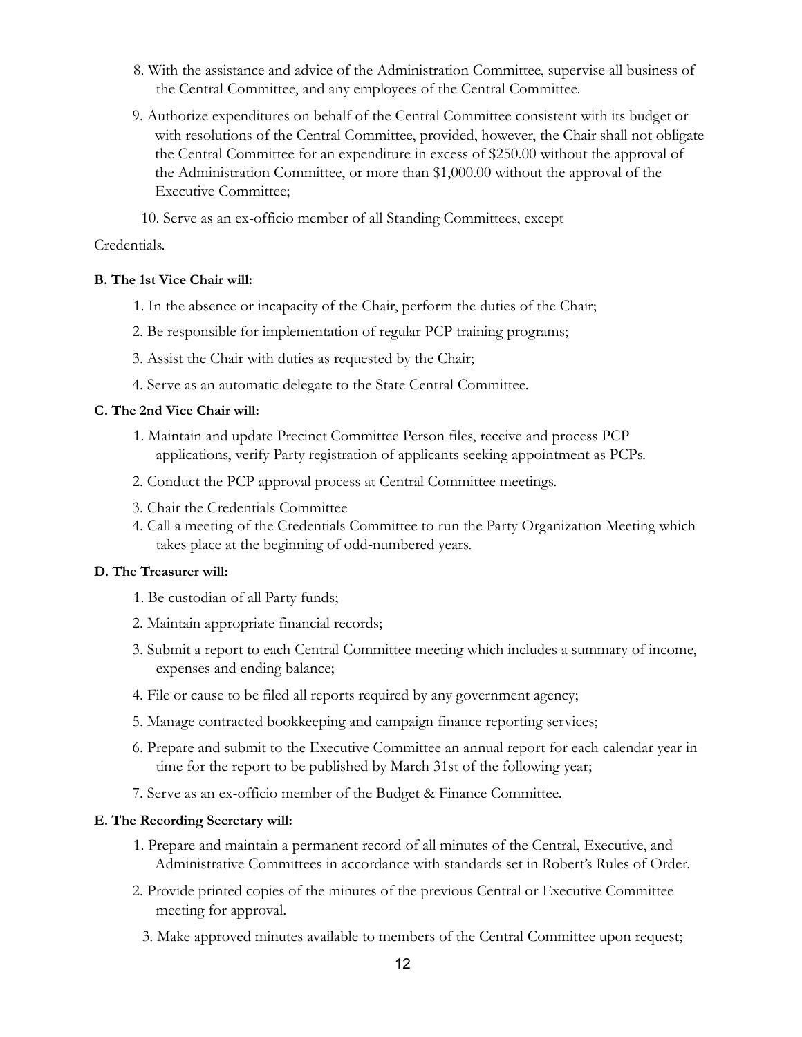8. With the assistance and advice of the Administration Committee, supervise all business of the Central Committee, and any employees of the Central Committee.

9. Authorize expenditures on behalf of the Central Committee consistent with its budget or with resolutions of the Central Committee, provided, however, the Chair shall not obligate the Central Committee for an expenditure in excess of $250.00 without the approval of the Administration Committee, or more than $1,000.00 without the approval of the Executive Committee;

10. Serve as an ex-officio member of all Standing Committees, except Credentials.

**B. The 1st Vice Chair will:**

1. In the absence or incapacity of the Chair, perform the duties of the Chair;
2. Be responsible for implementation of regular PCP training programs;
3. Assist the Chair with duties as requested by the Chair;
4. Serve as an automatic delegate to the State Central Committee.

**C. The 2nd Vice Chair will:**

1. Maintain and update Precinct Committee Person files, receive and process PCP applications, verify Party registration of applicants seeking appointment as PCPs.
2. Conduct the PCP approval process at Central Committee meetings.
3. Chair the Credentials Committee
4. Call a meeting of the Credentials Committee to run the Party Organization Meeting which takes place at the beginning of odd-numbered years.

**D. The Treasurer will:**

1. Be custodian of all Party funds;
2. Maintain appropriate financial records;
3. Submit a report to each Central Committee meeting which includes a summary of income, expenses and ending balance;
4. File or cause to be filed all reports required by any government agency;
5. Manage contracted bookkeeping and campaign finance reporting services;
6. Prepare and submit to the Executive Committee an annual report for each calendar year in time for the report to be published by March 31st of the following year;
7. Serve as an ex-officio member of the Budget & Finance Committee.

**E. The Recording Secretary will:**

1. Prepare and maintain a permanent record of all minutes of the Central, Executive, and Administrative Committees in accordance with standards set in Robert's Rules of Order.
2. Provide printed copies of the minutes of the previous Central or Executive Committee meeting for approval.
3. Make approved minutes available to members of the Central Committee upon request;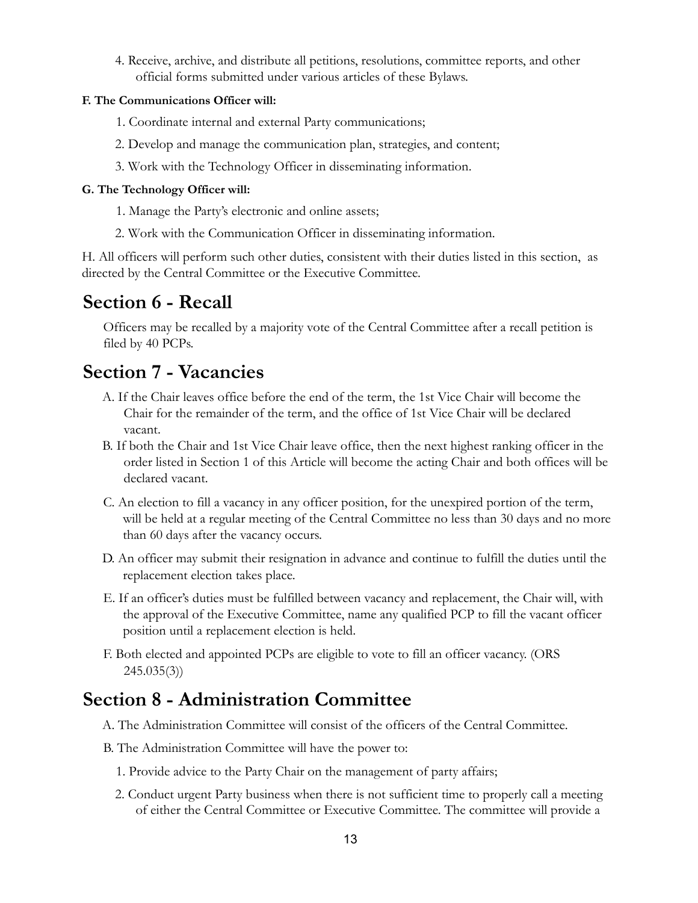4. Receive, archive, and distribute all petitions, resolutions, committee reports, and other official forms submitted under various articles of these Bylaws.

**F. The Communications Officer will:**

1. Coordinate internal and external Party communications;
2. Develop and manage the communication plan, strategies, and content;
3. Work with the Technology Officer in disseminating information.

**G. The Technology Officer will:**

1. Manage the Party's electronic and online assets;
2. Work with the Communication Officer in disseminating information.

H. All officers will perform such other duties, consistent with their duties listed in this section, as directed by the Central Committee or the Executive Committee.

## Section 6 - Recall

Officers may be recalled by a majority vote of the Central Committee after a recall petition is filed by 40 PCPs.

## Section 7 - Vacancies

A. If the Chair leaves office before the end of the term, the 1st Vice Chair will become the Chair for the remainder of the term, and the office of 1st Vice Chair will be declared vacant.

B. If both the Chair and 1st Vice Chair leave office, then the next highest ranking officer in the order listed in Section 1 of this Article will become the acting Chair and both offices will be declared vacant.

C. An election to fill a vacancy in any officer position, for the unexpired portion of the term, will be held at a regular meeting of the Central Committee no less than 30 days and no more than 60 days after the vacancy occurs.

D. An officer may submit their resignation in advance and continue to fulfill the duties until the replacement election takes place.

E. If an officer's duties must be fulfilled between vacancy and replacement, the Chair will, with the approval of the Executive Committee, name any qualified PCP to fill the vacant officer position until a replacement election is held.

F. Both elected and appointed PCPs are eligible to vote to fill an officer vacancy. (ORS 245.035(3))

## Section 8 - Administration Committee

A. The Administration Committee will consist of the officers of the Central Committee.

B. The Administration Committee will have the power to:

1. Provide advice to the Party Chair on the management of party affairs;
2. Conduct urgent Party business when there is not sufficient time to properly call a meeting of either the Central Committee or Executive Committee. The committee will provide a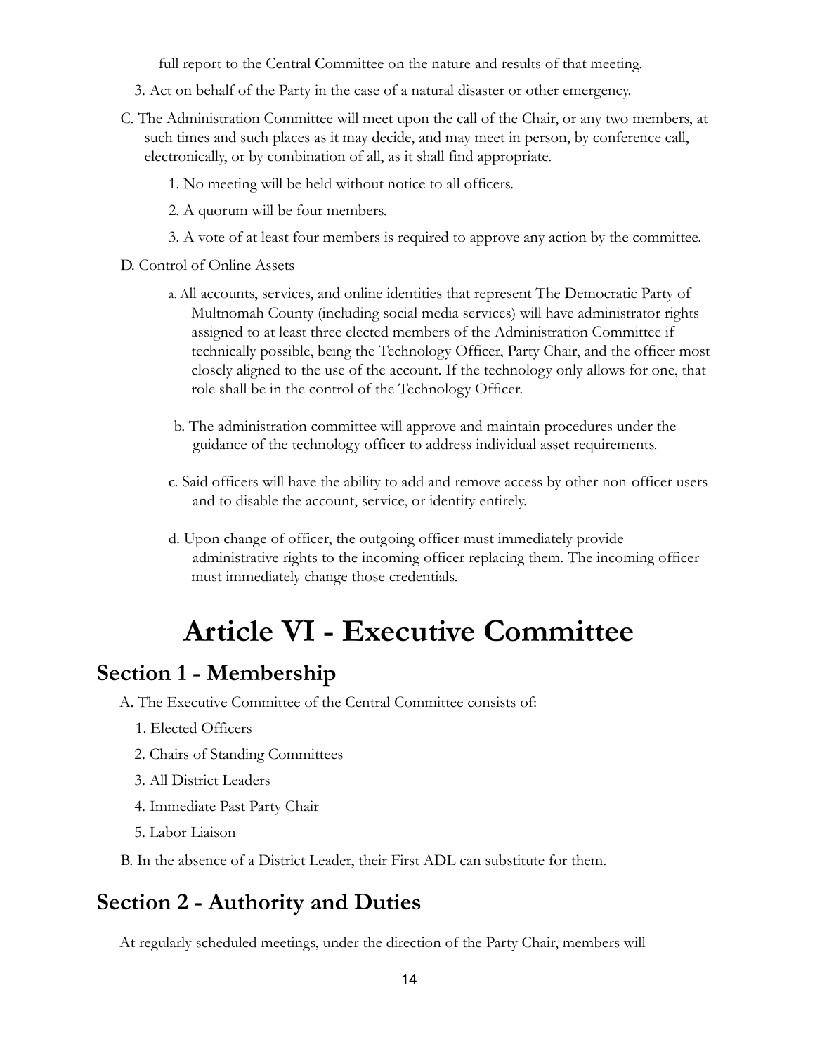full report to the Central Committee on the nature and results of that meeting.

3. Act on behalf of the Party in the case of a natural disaster or other emergency.

C. The Administration Committee will meet upon the call of the Chair, or any two members, at such times and such places as it may decide, and may meet in person, by conference call, electronically, or by combination of all, as it shall find appropriate.

1. No meeting will be held without notice to all officers.

2. A quorum will be four members.

3. A vote of at least four members is required to approve any action by the committee.

D. Control of Online Assets

a. All accounts, services, and online identities that represent The Democratic Party of Multnomah County (including social media services) will have administrator rights assigned to at least three elected members of the Administration Committee if technically possible, being the Technology Officer, Party Chair, and the officer most closely aligned to the use of the account. If the technology only allows for one, that role shall be in the control of the Technology Officer.

b. The administration committee will approve and maintain procedures under the guidance of the technology officer to address individual asset requirements.

c. Said officers will have the ability to add and remove access by other non-officer users and to disable the account, service, or identity entirely.

d. Upon change of officer, the outgoing officer must immediately provide administrative rights to the incoming officer replacing them. The incoming officer must immediately change those credentials.

# Article VI - Executive Committee

## Section 1 - Membership

A. The Executive Committee of the Central Committee consists of:

1. Elected Officers
2. Chairs of Standing Committees
3. All District Leaders
4. Immediate Past Party Chair
5. Labor Liaison

B. In the absence of a District Leader, their First ADL can substitute for them.

## Section 2 - Authority and Duties

At regularly scheduled meetings, under the direction of the Party Chair, members will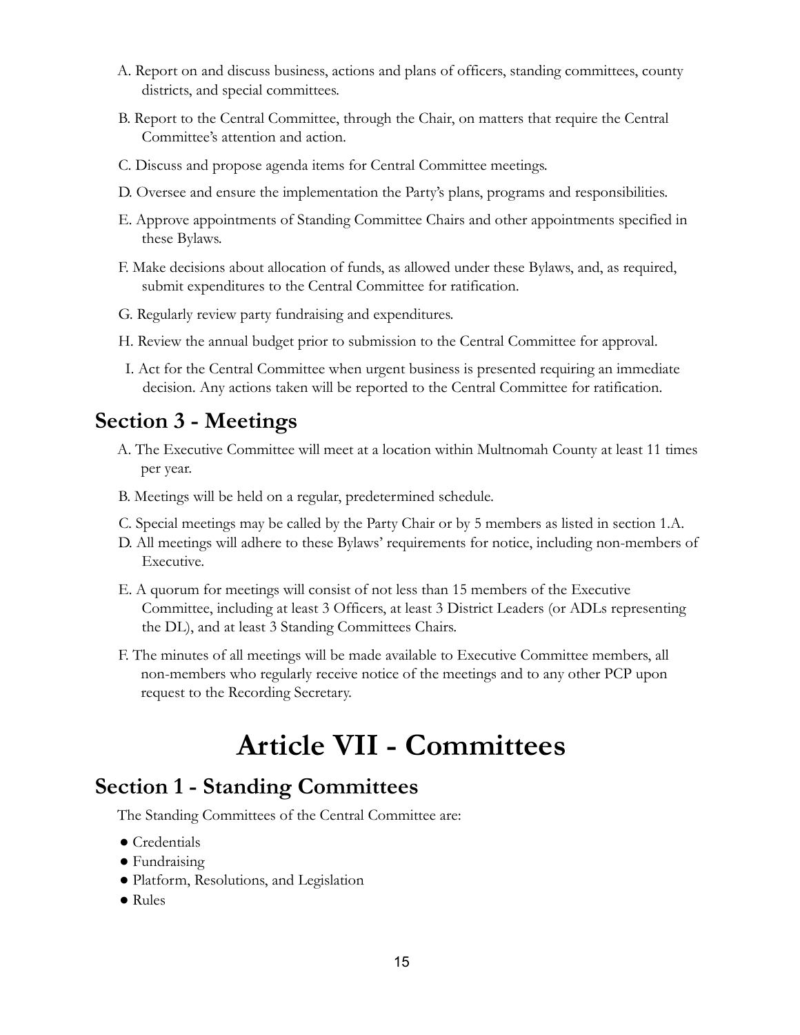A. Report on and discuss business, actions and plans of officers, standing committees, county districts, and special committees.

B. Report to the Central Committee, through the Chair, on matters that require the Central Committee's attention and action.

C. Discuss and propose agenda items for Central Committee meetings.

D. Oversee and ensure the implementation the Party's plans, programs and responsibilities.

E. Approve appointments of Standing Committee Chairs and other appointments specified in these Bylaws.

F. Make decisions about allocation of funds, as allowed under these Bylaws, and, as required, submit expenditures to the Central Committee for ratification.

G. Regularly review party fundraising and expenditures.

H. Review the annual budget prior to submission to the Central Committee for approval.

I. Act for the Central Committee when urgent business is presented requiring an immediate decision. Any actions taken will be reported to the Central Committee for ratification.

## Section 3 - Meetings

A. The Executive Committee will meet at a location within Multnomah County at least 11 times per year.

B. Meetings will be held on a regular, predetermined schedule.

C. Special meetings may be called by the Party Chair or by 5 members as listed in section 1.A.

D. All meetings will adhere to these Bylaws' requirements for notice, including non-members of Executive.

E. A quorum for meetings will consist of not less than 15 members of the Executive Committee, including at least 3 Officers, at least 3 District Leaders (or ADLs representing the DL), and at least 3 Standing Committees Chairs.

F. The minutes of all meetings will be made available to Executive Committee members, all non-members who regularly receive notice of the meetings and to any other PCP upon request to the Recording Secretary.

# Article VII - Committees

## Section 1 - Standing Committees

The Standing Committees of the Central Committee are:

- Credentials
- Fundraising
- Platform, Resolutions, and Legislation
- Rules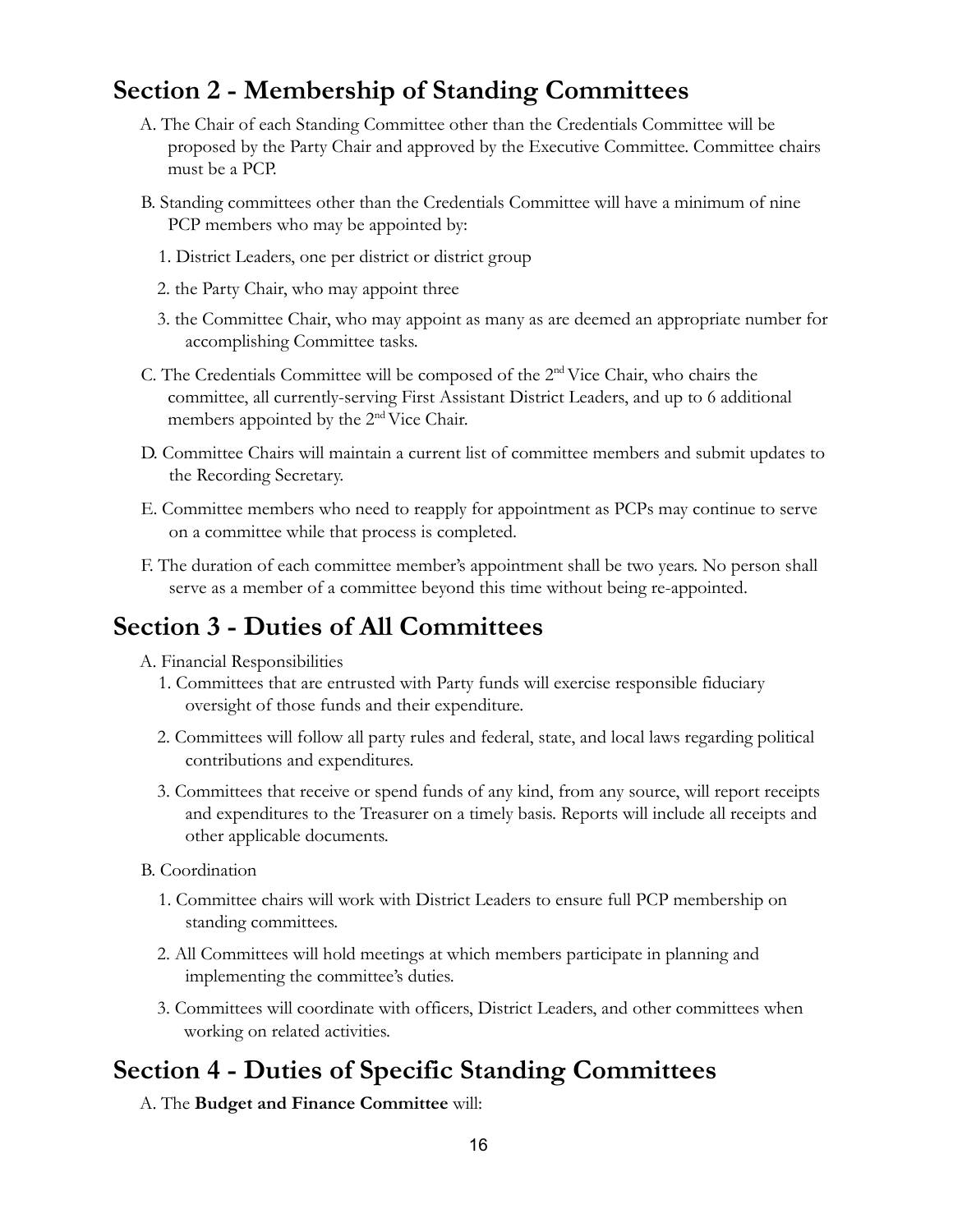## Section 2 - Membership of Standing Committees

A. The Chair of each Standing Committee other than the Credentials Committee will be proposed by the Party Chair and approved by the Executive Committee. Committee chairs must be a PCP.

B. Standing committees other than the Credentials Committee will have a minimum of nine PCP members who may be appointed by:

1. District Leaders, one per district or district group
2. the Party Chair, who may appoint three
3. the Committee Chair, who may appoint as many as are deemed an appropriate number for accomplishing Committee tasks.

C. The Credentials Committee will be composed of the 2nd Vice Chair, who chairs the committee, all currently-serving First Assistant District Leaders, and up to 6 additional members appointed by the 2nd Vice Chair.

D. Committee Chairs will maintain a current list of committee members and submit updates to the Recording Secretary.

E. Committee members who need to reapply for appointment as PCPs may continue to serve on a committee while that process is completed.

F. The duration of each committee member's appointment shall be two years. No person shall serve as a member of a committee beyond this time without being re-appointed.

## Section 3 - Duties of All Committees

A. Financial Responsibilities

1. Committees that are entrusted with Party funds will exercise responsible fiduciary oversight of those funds and their expenditure.
2. Committees will follow all party rules and federal, state, and local laws regarding political contributions and expenditures.
3. Committees that receive or spend funds of any kind, from any source, will report receipts and expenditures to the Treasurer on a timely basis. Reports will include all receipts and other applicable documents.

B. Coordination

1. Committee chairs will work with District Leaders to ensure full PCP membership on standing committees.
2. All Committees will hold meetings at which members participate in planning and implementing the committee's duties.
3. Committees will coordinate with officers, District Leaders, and other committees when working on related activities.

## Section 4 - Duties of Specific Standing Committees

A. The **Budget and Finance Committee** will: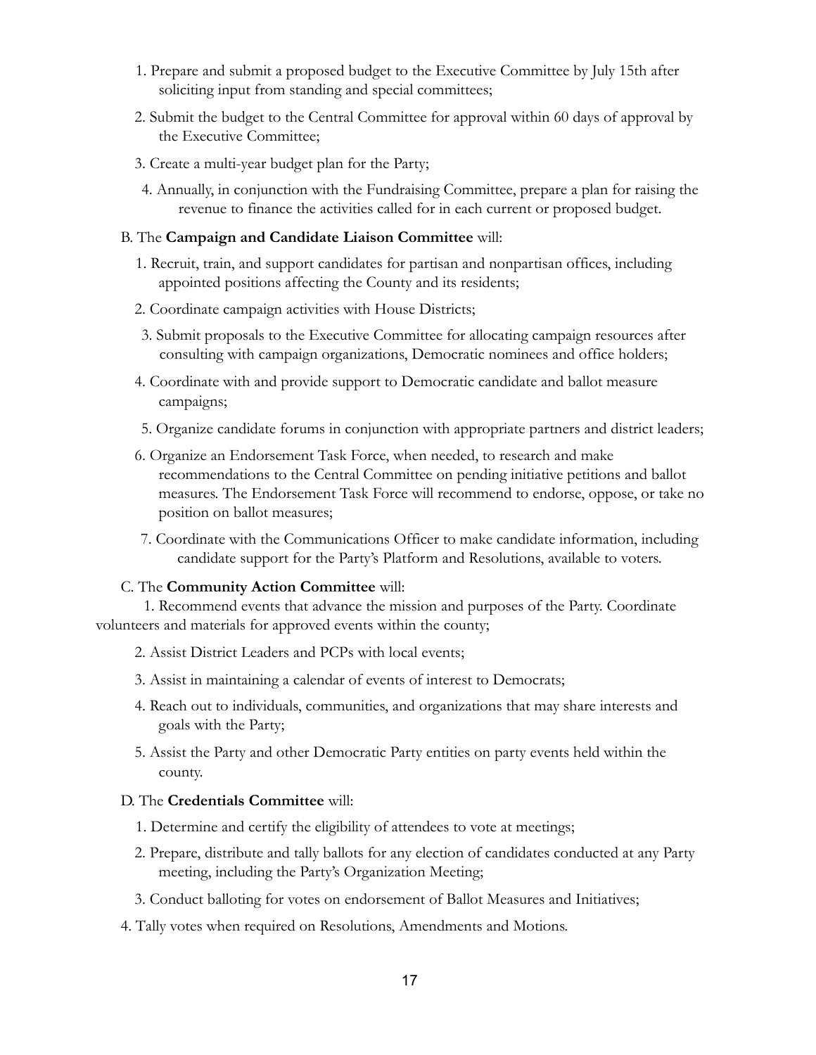1. Prepare and submit a proposed budget to the Executive Committee by July 15th after soliciting input from standing and special committees;
2. Submit the budget to the Central Committee for approval within 60 days of approval by the Executive Committee;
3. Create a multi-year budget plan for the Party;
4. Annually, in conjunction with the Fundraising Committee, prepare a plan for raising the revenue to finance the activities called for in each current or proposed budget.

B. The **Campaign and Candidate Liaison Committee** will:

1. Recruit, train, and support candidates for partisan and nonpartisan offices, including appointed positions affecting the County and its residents;
2. Coordinate campaign activities with House Districts;
3. Submit proposals to the Executive Committee for allocating campaign resources after consulting with campaign organizations, Democratic nominees and office holders;
4. Coordinate with and provide support to Democratic candidate and ballot measure campaigns;
5. Organize candidate forums in conjunction with appropriate partners and district leaders;
6. Organize an Endorsement Task Force, when needed, to research and make recommendations to the Central Committee on pending initiative petitions and ballot measures. The Endorsement Task Force will recommend to endorse, oppose, or take no position on ballot measures;
7. Coordinate with the Communications Officer to make candidate information, including candidate support for the Party's Platform and Resolutions, available to voters.

C. The **Community Action Committee** will:

1. Recommend events that advance the mission and purposes of the Party. Coordinate volunteers and materials for approved events within the county;
2. Assist District Leaders and PCPs with local events;
3. Assist in maintaining a calendar of events of interest to Democrats;
4. Reach out to individuals, communities, and organizations that may share interests and goals with the Party;
5. Assist the Party and other Democratic Party entities on party events held within the county.

D. The **Credentials Committee** will:

1. Determine and certify the eligibility of attendees to vote at meetings;
2. Prepare, distribute and tally ballots for any election of candidates conducted at any Party meeting, including the Party's Organization Meeting;
3. Conduct balloting for votes on endorsement of Ballot Measures and Initiatives;
4. Tally votes when required on Resolutions, Amendments and Motions.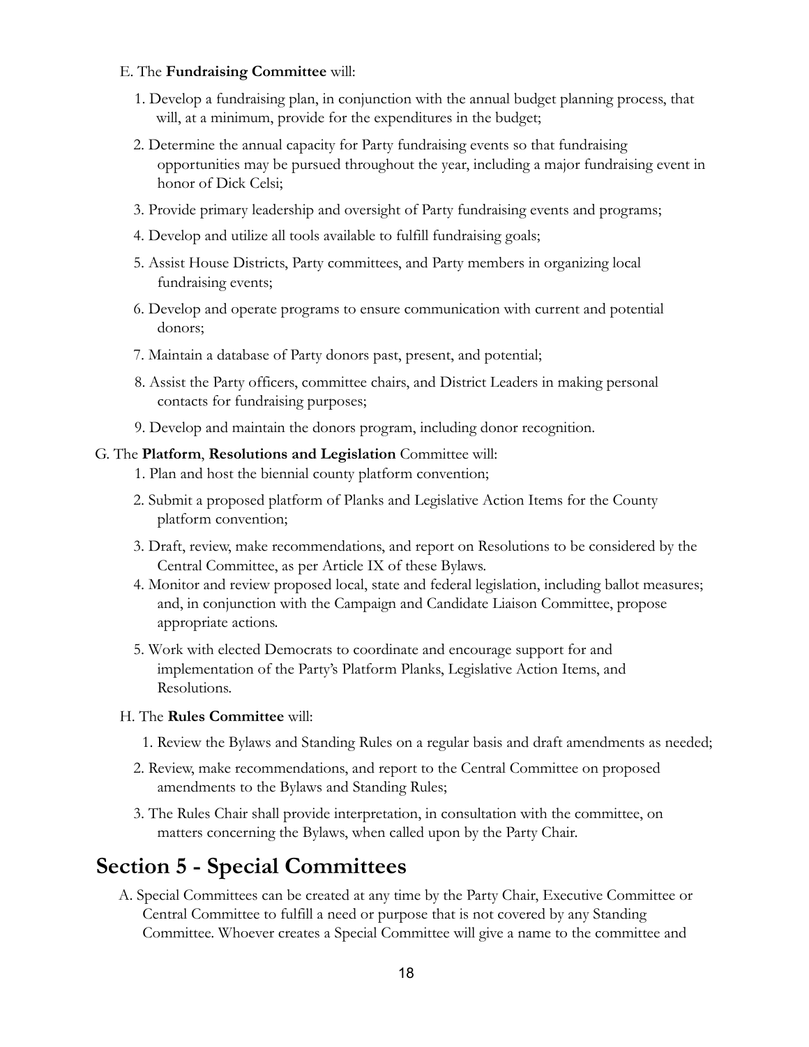E. The **Fundraising Committee** will:

1. Develop a fundraising plan, in conjunction with the annual budget planning process, that will, at a minimum, provide for the expenditures in the budget;
2. Determine the annual capacity for Party fundraising events so that fundraising opportunities may be pursued throughout the year, including a major fundraising event in honor of Dick Celsi;
3. Provide primary leadership and oversight of Party fundraising events and programs;
4. Develop and utilize all tools available to fulfill fundraising goals;
5. Assist House Districts, Party committees, and Party members in organizing local fundraising events;
6. Develop and operate programs to ensure communication with current and potential donors;
7. Maintain a database of Party donors past, present, and potential;
8. Assist the Party officers, committee chairs, and District Leaders in making personal contacts for fundraising purposes;
9. Develop and maintain the donors program, including donor recognition.

G. The **Platform**, **Resolutions and Legislation** Committee will:

1. Plan and host the biennial county platform convention;
2. Submit a proposed platform of Planks and Legislative Action Items for the County platform convention;
3. Draft, review, make recommendations, and report on Resolutions to be considered by the Central Committee, as per Article IX of these Bylaws.
4. Monitor and review proposed local, state and federal legislation, including ballot measures; and, in conjunction with the Campaign and Candidate Liaison Committee, propose appropriate actions.
5. Work with elected Democrats to coordinate and encourage support for and implementation of the Party's Platform Planks, Legislative Action Items, and Resolutions.

H. The **Rules Committee** will:

1. Review the Bylaws and Standing Rules on a regular basis and draft amendments as needed;
2. Review, make recommendations, and report to the Central Committee on proposed amendments to the Bylaws and Standing Rules;
3. The Rules Chair shall provide interpretation, in consultation with the committee, on matters concerning the Bylaws, when called upon by the Party Chair.

## Section 5 - Special Committees

A. Special Committees can be created at any time by the Party Chair, Executive Committee or Central Committee to fulfill a need or purpose that is not covered by any Standing Committee. Whoever creates a Special Committee will give a name to the committee and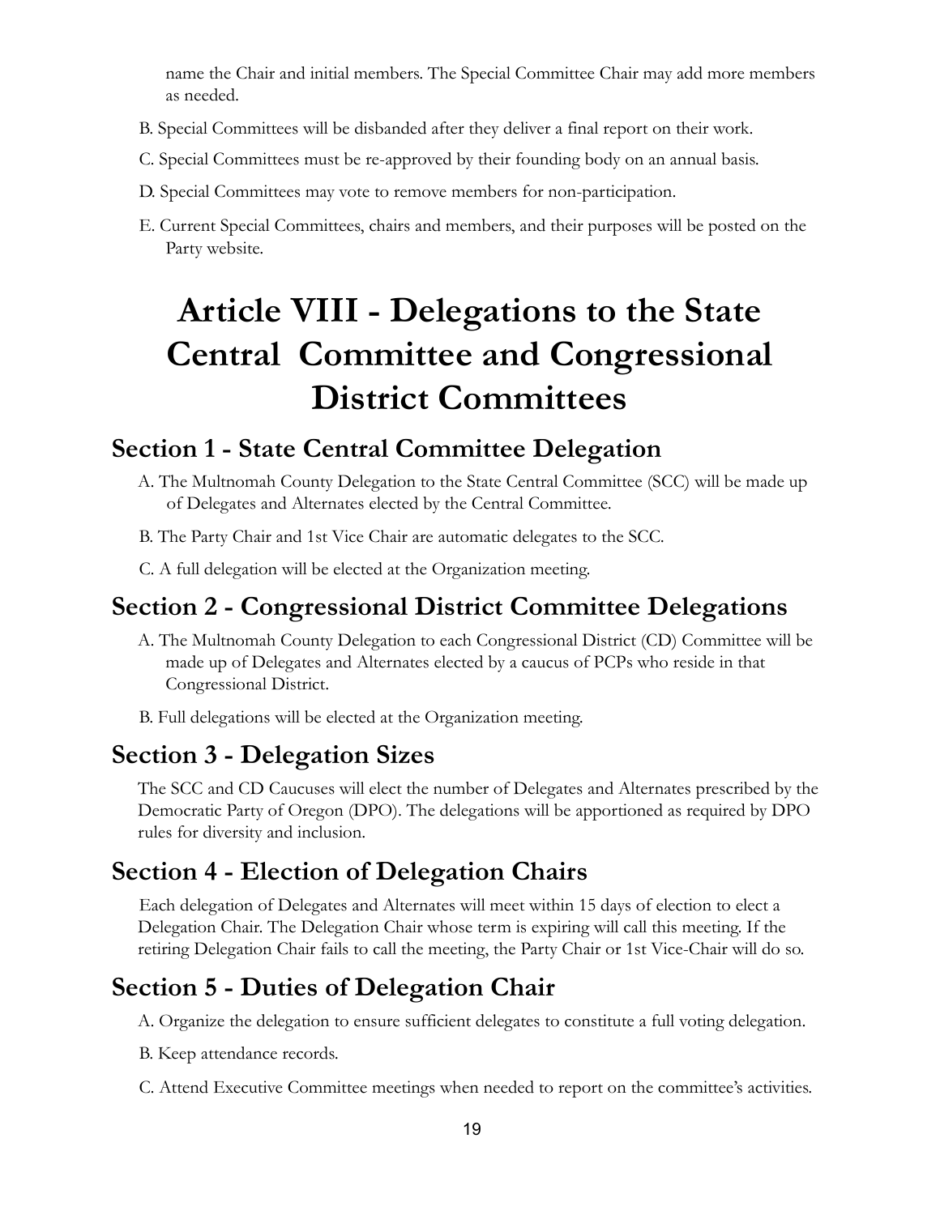name the Chair and initial members. The Special Committee Chair may add more members as needed.

B. Special Committees will be disbanded after they deliver a final report on their work.

C. Special Committees must be re-approved by their founding body on an annual basis.

D. Special Committees may vote to remove members for non-participation.

E. Current Special Committees, chairs and members, and their purposes will be posted on the Party website.

# Article VIII - Delegations to the State Central Committee and Congressional District Committees

## Section 1 - State Central Committee Delegation

A. The Multnomah County Delegation to the State Central Committee (SCC) will be made up of Delegates and Alternates elected by the Central Committee.

B. The Party Chair and 1st Vice Chair are automatic delegates to the SCC.

C. A full delegation will be elected at the Organization meeting.

## Section 2 - Congressional District Committee Delegations

A. The Multnomah County Delegation to each Congressional District (CD) Committee will be made up of Delegates and Alternates elected by a caucus of PCPs who reside in that Congressional District.

B. Full delegations will be elected at the Organization meeting.

## Section 3 - Delegation Sizes

The SCC and CD Caucuses will elect the number of Delegates and Alternates prescribed by the Democratic Party of Oregon (DPO). The delegations will be apportioned as required by DPO rules for diversity and inclusion.

## Section 4 - Election of Delegation Chairs

Each delegation of Delegates and Alternates will meet within 15 days of election to elect a Delegation Chair. The Delegation Chair whose term is expiring will call this meeting. If the retiring Delegation Chair fails to call the meeting, the Party Chair or 1st Vice-Chair will do so.

## Section 5 - Duties of Delegation Chair

A. Organize the delegation to ensure sufficient delegates to constitute a full voting delegation.

B. Keep attendance records.

C. Attend Executive Committee meetings when needed to report on the committee's activities.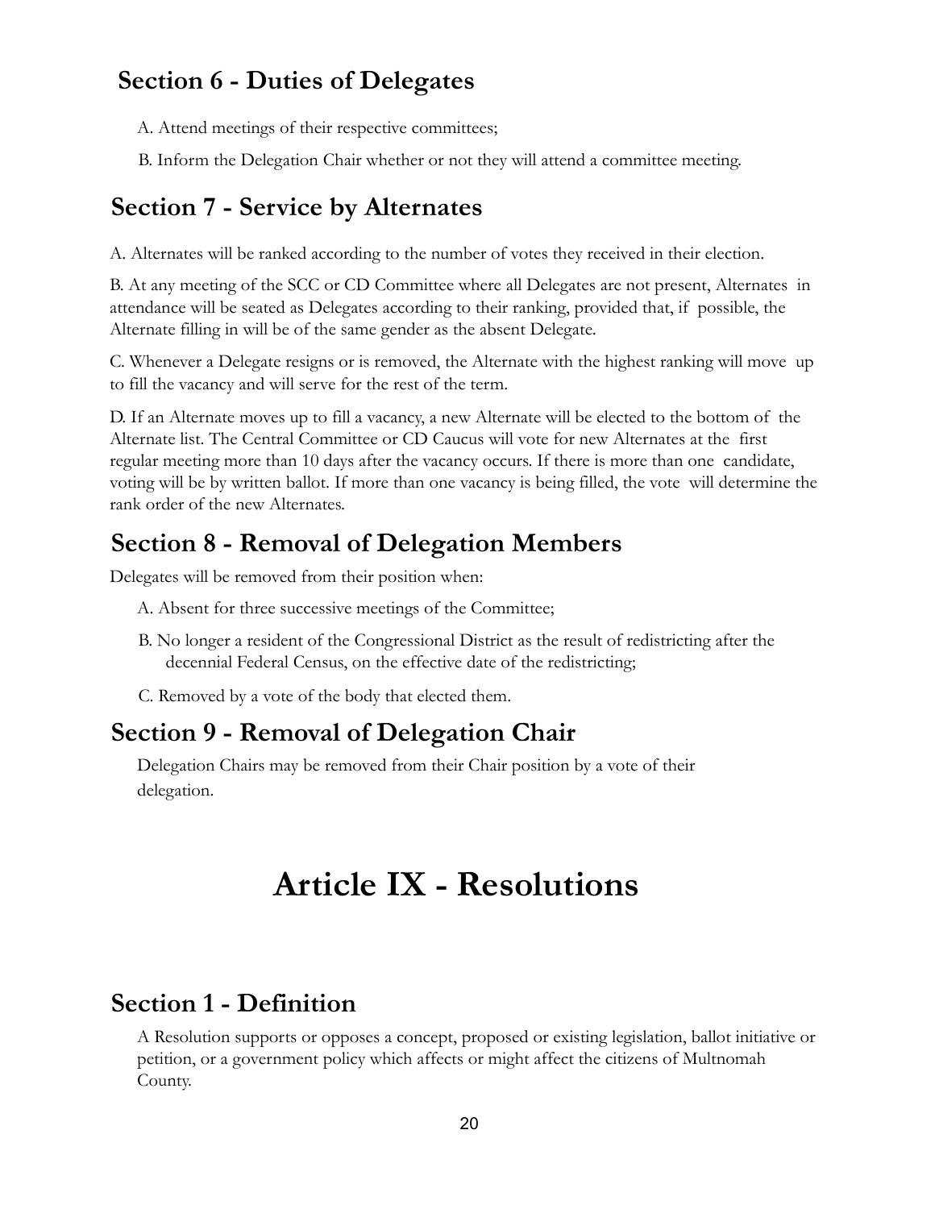## Section 6 - Duties of Delegates

A. Attend meetings of their respective committees;

B. Inform the Delegation Chair whether or not they will attend a committee meeting.

## Section 7 - Service by Alternates

A. Alternates will be ranked according to the number of votes they received in their election.

B. At any meeting of the SCC or CD Committee where all Delegates are not present, Alternates in attendance will be seated as Delegates according to their ranking, provided that, if possible, the Alternate filling in will be of the same gender as the absent Delegate.

C. Whenever a Delegate resigns or is removed, the Alternate with the highest ranking will move up to fill the vacancy and will serve for the rest of the term.

D. If an Alternate moves up to fill a vacancy, a new Alternate will be elected to the bottom of the Alternate list. The Central Committee or CD Caucus will vote for new Alternates at the first regular meeting more than 10 days after the vacancy occurs. If there is more than one candidate, voting will be by written ballot. If more than one vacancy is being filled, the vote will determine the rank order of the new Alternates.

## Section 8 - Removal of Delegation Members

Delegates will be removed from their position when:

A. Absent for three successive meetings of the Committee;

B. No longer a resident of the Congressional District as the result of redistricting after the decennial Federal Census, on the effective date of the redistricting;

C. Removed by a vote of the body that elected them.

## Section 9 - Removal of Delegation Chair

Delegation Chairs may be removed from their Chair position by a vote of their delegation.

# Article IX - Resolutions

## Section 1 - Definition

A Resolution supports or opposes a concept, proposed or existing legislation, ballot initiative or petition, or a government policy which affects or might affect the citizens of Multnomah County.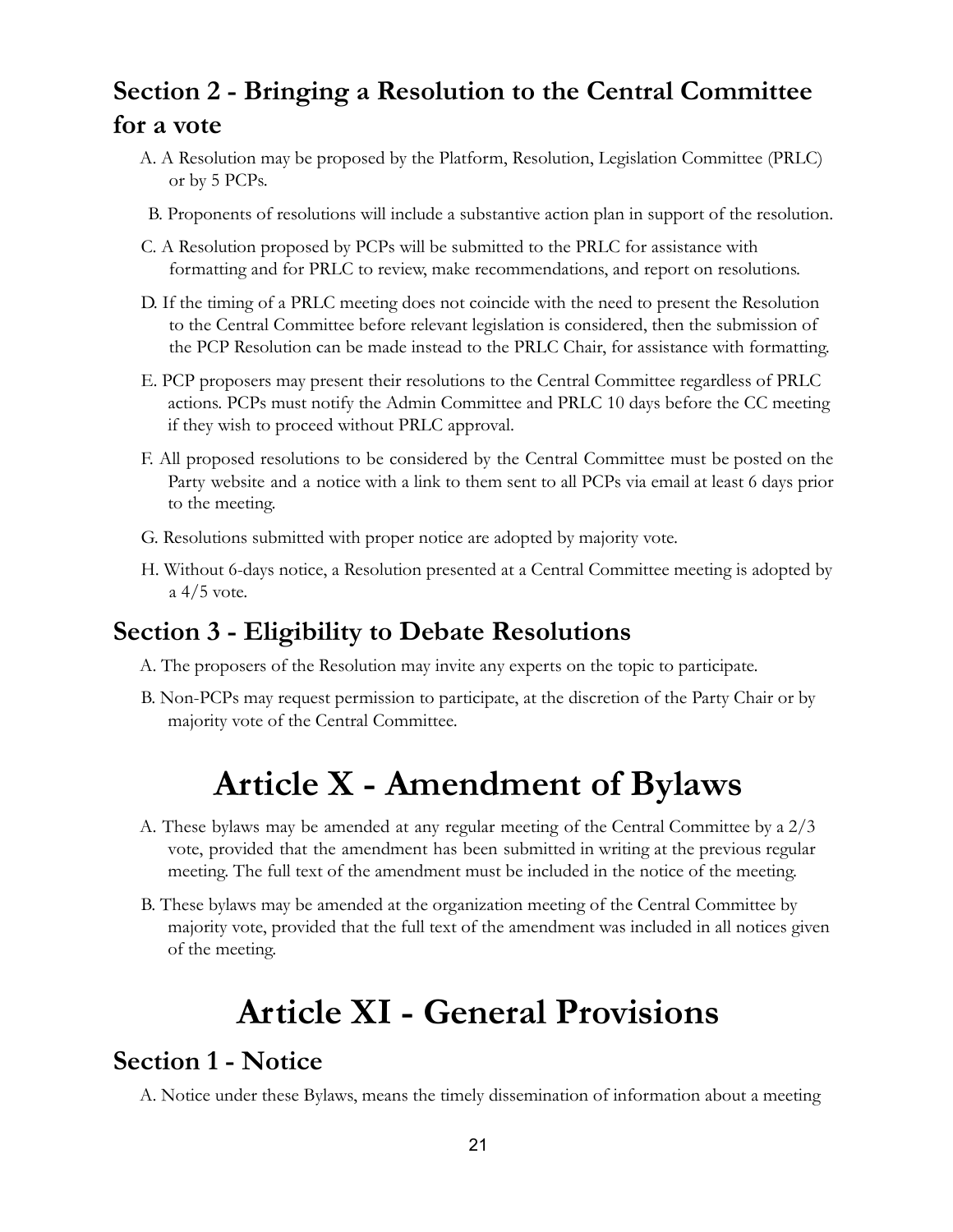## Section 2 - Bringing a Resolution to the Central Committee for a vote

A. A Resolution may be proposed by the Platform, Resolution, Legislation Committee (PRLC) or by 5 PCPs.

B. Proponents of resolutions will include a substantive action plan in support of the resolution.

C. A Resolution proposed by PCPs will be submitted to the PRLC for assistance with formatting and for PRLC to review, make recommendations, and report on resolutions.

D. If the timing of a PRLC meeting does not coincide with the need to present the Resolution to the Central Committee before relevant legislation is considered, then the submission of the PCP Resolution can be made instead to the PRLC Chair, for assistance with formatting.

E. PCP proposers may present their resolutions to the Central Committee regardless of PRLC actions. PCPs must notify the Admin Committee and PRLC 10 days before the CC meeting if they wish to proceed without PRLC approval.

F. All proposed resolutions to be considered by the Central Committee must be posted on the Party website and a notice with a link to them sent to all PCPs via email at least 6 days prior to the meeting.

G. Resolutions submitted with proper notice are adopted by majority vote.

H. Without 6-days notice, a Resolution presented at a Central Committee meeting is adopted by a 4/5 vote.

## Section 3 - Eligibility to Debate Resolutions

A. The proposers of the Resolution may invite any experts on the topic to participate.

B. Non-PCPs may request permission to participate, at the discretion of the Party Chair or by majority vote of the Central Committee.

# Article X - Amendment of Bylaws

A. These bylaws may be amended at any regular meeting of the Central Committee by a 2/3 vote, provided that the amendment has been submitted in writing at the previous regular meeting. The full text of the amendment must be included in the notice of the meeting.

B. These bylaws may be amended at the organization meeting of the Central Committee by majority vote, provided that the full text of the amendment was included in all notices given of the meeting.

# Article XI - General Provisions

## Section 1 - Notice

A. Notice under these Bylaws, means the timely dissemination of information about a meeting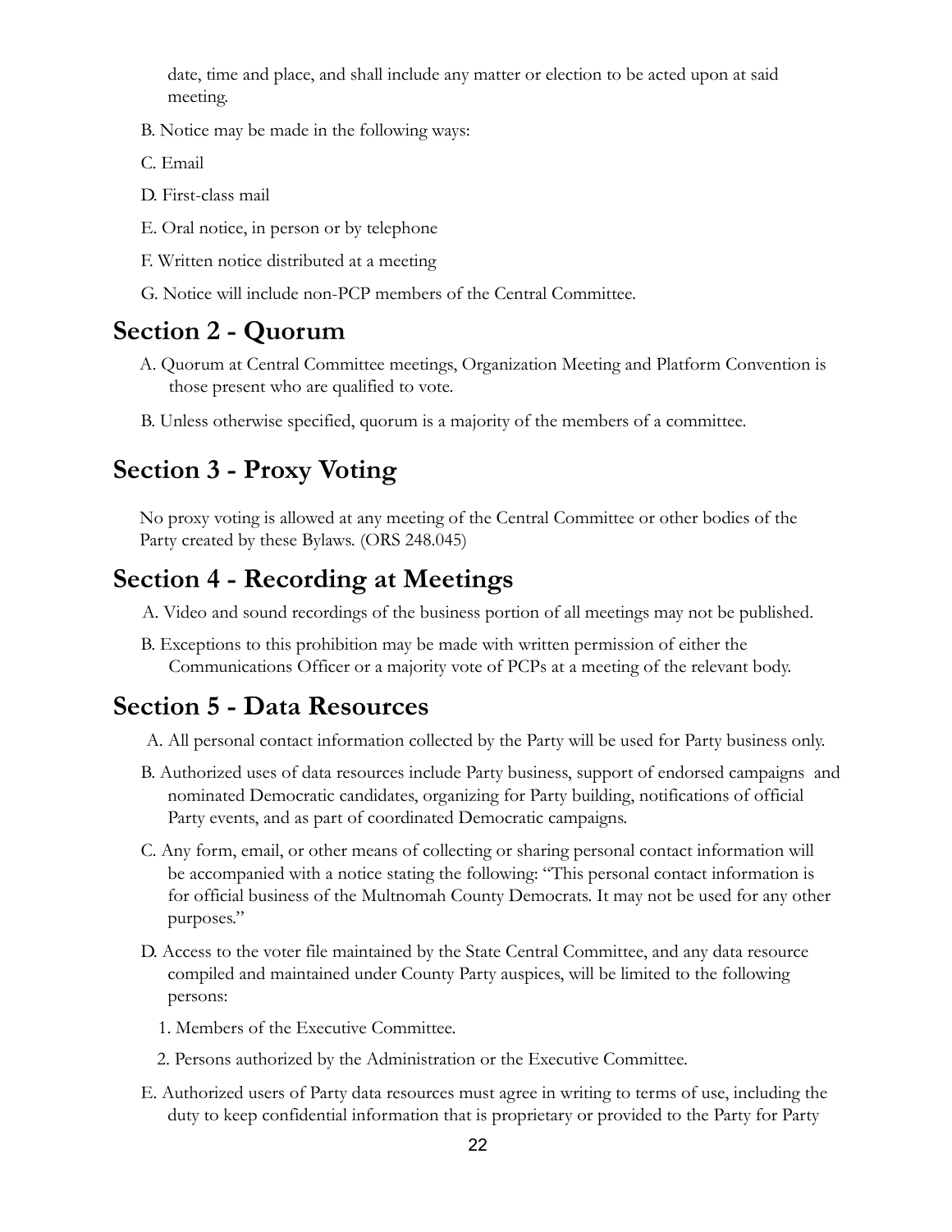date, time and place, and shall include any matter or election to be acted upon at said meeting.

B. Notice may be made in the following ways:

C. Email

D. First-class mail

E. Oral notice, in person or by telephone

F. Written notice distributed at a meeting

G. Notice will include non-PCP members of the Central Committee.

## Section 2 - Quorum

A. Quorum at Central Committee meetings, Organization Meeting and Platform Convention is those present who are qualified to vote.

B. Unless otherwise specified, quorum is a majority of the members of a committee.

## Section 3 - Proxy Voting

No proxy voting is allowed at any meeting of the Central Committee or other bodies of the Party created by these Bylaws. (ORS 248.045)

## Section 4 - Recording at Meetings

A. Video and sound recordings of the business portion of all meetings may not be published.

B. Exceptions to this prohibition may be made with written permission of either the Communications Officer or a majority vote of PCPs at a meeting of the relevant body.

## Section 5 - Data Resources

A. All personal contact information collected by the Party will be used for Party business only.

B. Authorized uses of data resources include Party business, support of endorsed campaigns and nominated Democratic candidates, organizing for Party building, notifications of official Party events, and as part of coordinated Democratic campaigns.

C. Any form, email, or other means of collecting or sharing personal contact information will be accompanied with a notice stating the following: "This personal contact information is for official business of the Multnomah County Democrats. It may not be used for any other purposes."

D. Access to the voter file maintained by the State Central Committee, and any data resource compiled and maintained under County Party auspices, will be limited to the following persons:

1. Members of the Executive Committee.
2. Persons authorized by the Administration or the Executive Committee.

E. Authorized users of Party data resources must agree in writing to terms of use, including the duty to keep confidential information that is proprietary or provided to the Party for Party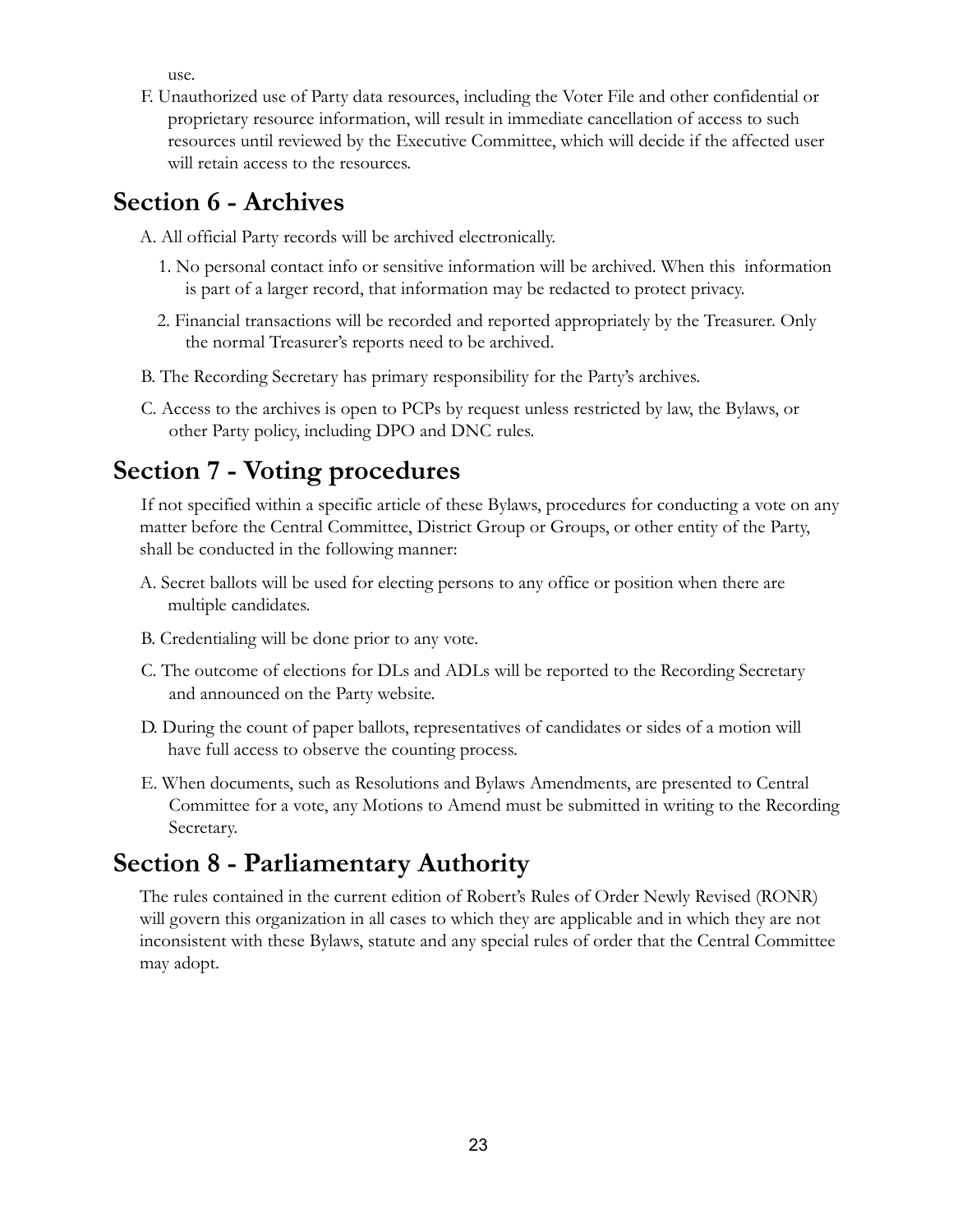use.

F. Unauthorized use of Party data resources, including the Voter File and other confidential or proprietary resource information, will result in immediate cancellation of access to such resources until reviewed by the Executive Committee, which will decide if the affected user will retain access to the resources.

## Section 6 - Archives

A. All official Party records will be archived electronically.

1. No personal contact info or sensitive information will be archived. When this information is part of a larger record, that information may be redacted to protect privacy.
2. Financial transactions will be recorded and reported appropriately by the Treasurer. Only the normal Treasurer's reports need to be archived.

B. The Recording Secretary has primary responsibility for the Party's archives.

C. Access to the archives is open to PCPs by request unless restricted by law, the Bylaws, or other Party policy, including DPO and DNC rules.

## Section 7 - Voting procedures

If not specified within a specific article of these Bylaws, procedures for conducting a vote on any matter before the Central Committee, District Group or Groups, or other entity of the Party, shall be conducted in the following manner:

A. Secret ballots will be used for electing persons to any office or position when there are multiple candidates.

B. Credentialing will be done prior to any vote.

C. The outcome of elections for DLs and ADLs will be reported to the Recording Secretary and announced on the Party website.

D. During the count of paper ballots, representatives of candidates or sides of a motion will have full access to observe the counting process.

E. When documents, such as Resolutions and Bylaws Amendments, are presented to Central Committee for a vote, any Motions to Amend must be submitted in writing to the Recording Secretary.

## Section 8 - Parliamentary Authority

The rules contained in the current edition of Robert's Rules of Order Newly Revised (RONR) will govern this organization in all cases to which they are applicable and in which they are not inconsistent with these Bylaws, statute and any special rules of order that the Central Committee may adopt.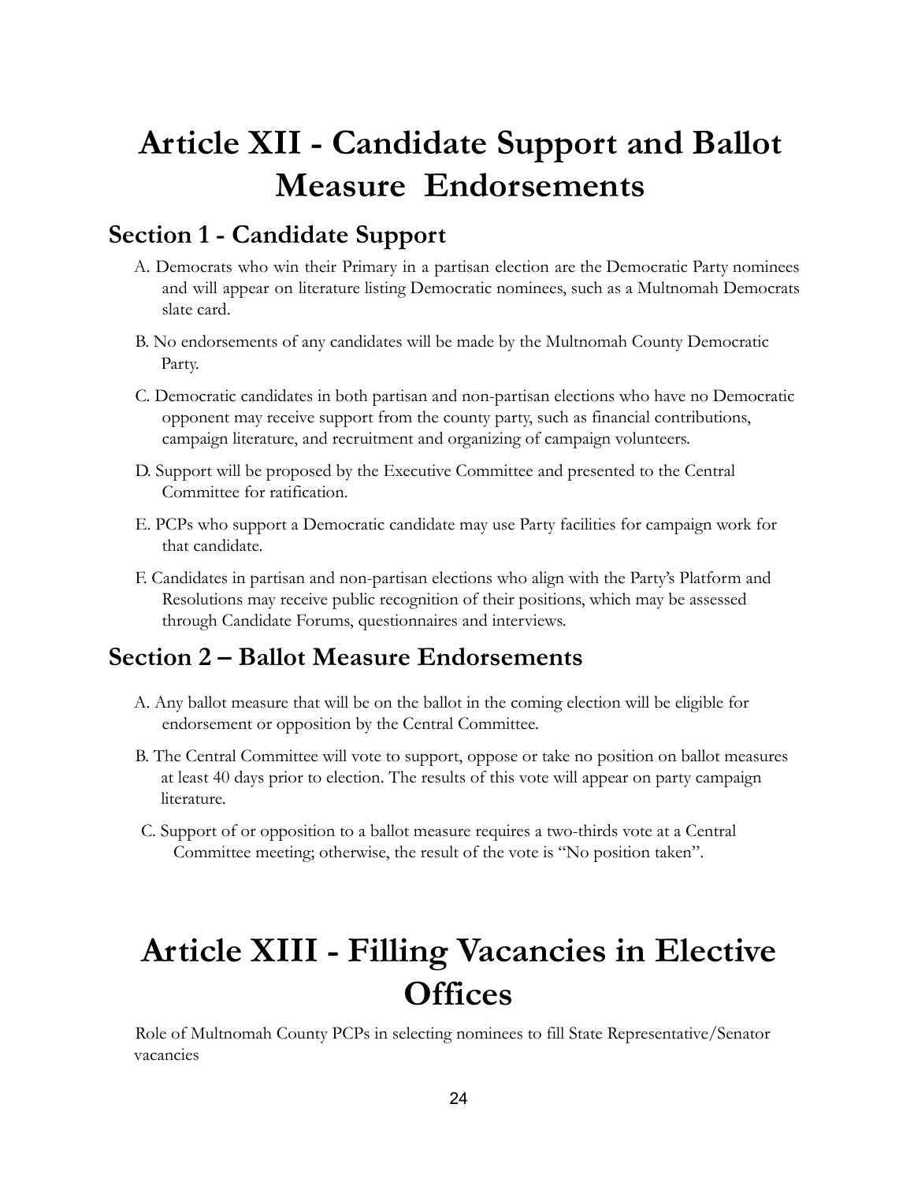# Article XII - Candidate Support and Ballot Measure Endorsements

## Section 1 - Candidate Support

A. Democrats who win their Primary in a partisan election are the Democratic Party nominees and will appear on literature listing Democratic nominees, such as a Multnomah Democrats slate card.

B. No endorsements of any candidates will be made by the Multnomah County Democratic Party.

C. Democratic candidates in both partisan and non-partisan elections who have no Democratic opponent may receive support from the county party, such as financial contributions, campaign literature, and recruitment and organizing of campaign volunteers.

D. Support will be proposed by the Executive Committee and presented to the Central Committee for ratification.

E. PCPs who support a Democratic candidate may use Party facilities for campaign work for that candidate.

F. Candidates in partisan and non-partisan elections who align with the Party's Platform and Resolutions may receive public recognition of their positions, which may be assessed through Candidate Forums, questionnaires and interviews.

## Section 2 – Ballot Measure Endorsements

A. Any ballot measure that will be on the ballot in the coming election will be eligible for endorsement or opposition by the Central Committee.

B. The Central Committee will vote to support, oppose or take no position on ballot measures at least 40 days prior to election. The results of this vote will appear on party campaign literature.

C. Support of or opposition to a ballot measure requires a two-thirds vote at a Central Committee meeting; otherwise, the result of the vote is "No position taken".

# Article XIII - Filling Vacancies in Elective Offices

Role of Multnomah County PCPs in selecting nominees to fill State Representative/Senator vacancies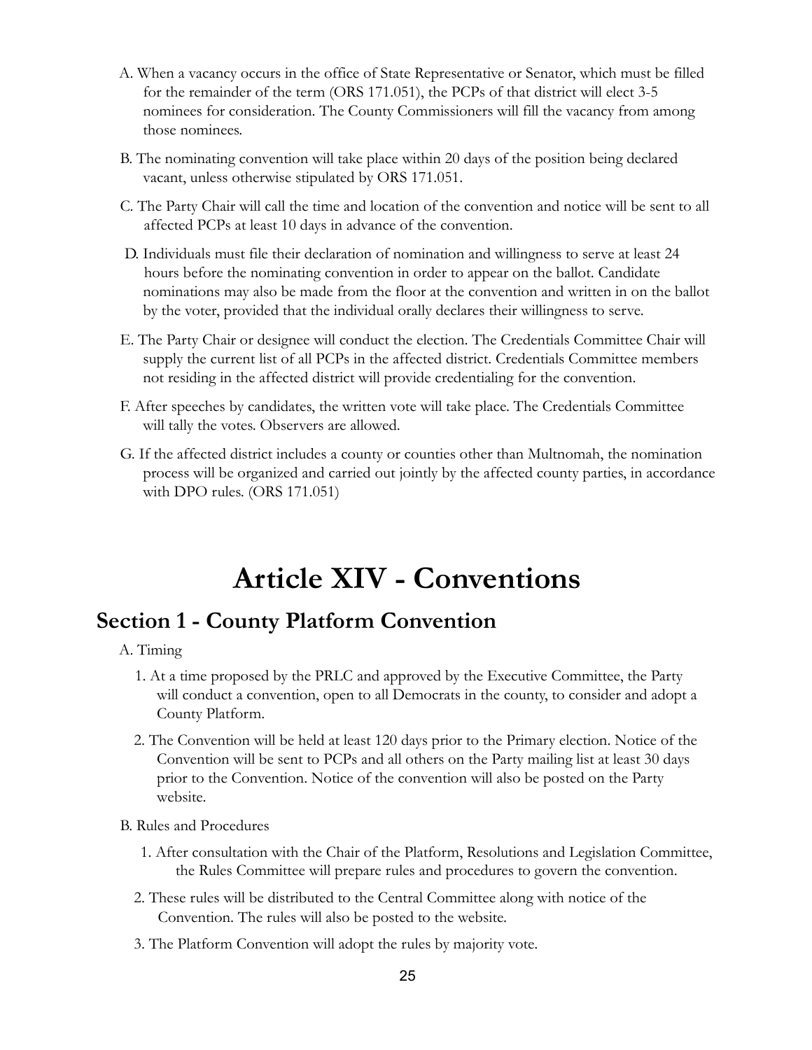A. When a vacancy occurs in the office of State Representative or Senator, which must be filled for the remainder of the term (ORS 171.051), the PCPs of that district will elect 3-5 nominees for consideration. The County Commissioners will fill the vacancy from among those nominees.

B. The nominating convention will take place within 20 days of the position being declared vacant, unless otherwise stipulated by ORS 171.051.

C. The Party Chair will call the time and location of the convention and notice will be sent to all affected PCPs at least 10 days in advance of the convention.

D. Individuals must file their declaration of nomination and willingness to serve at least 24 hours before the nominating convention in order to appear on the ballot. Candidate nominations may also be made from the floor at the convention and written in on the ballot by the voter, provided that the individual orally declares their willingness to serve.

E. The Party Chair or designee will conduct the election. The Credentials Committee Chair will supply the current list of all PCPs in the affected district. Credentials Committee members not residing in the affected district will provide credentialing for the convention.

F. After speeches by candidates, the written vote will take place. The Credentials Committee will tally the votes. Observers are allowed.

G. If the affected district includes a county or counties other than Multnomah, the nomination process will be organized and carried out jointly by the affected county parties, in accordance with DPO rules. (ORS 171.051)

# Article XIV - Conventions

## Section 1 - County Platform Convention

A. Timing

1. At a time proposed by the PRLC and approved by the Executive Committee, the Party will conduct a convention, open to all Democrats in the county, to consider and adopt a County Platform.

2. The Convention will be held at least 120 days prior to the Primary election. Notice of the Convention will be sent to PCPs and all others on the Party mailing list at least 30 days prior to the Convention. Notice of the convention will also be posted on the Party website.

B. Rules and Procedures

1. After consultation with the Chair of the Platform, Resolutions and Legislation Committee, the Rules Committee will prepare rules and procedures to govern the convention.

2. These rules will be distributed to the Central Committee along with notice of the Convention. The rules will also be posted to the website.

3. The Platform Convention will adopt the rules by majority vote.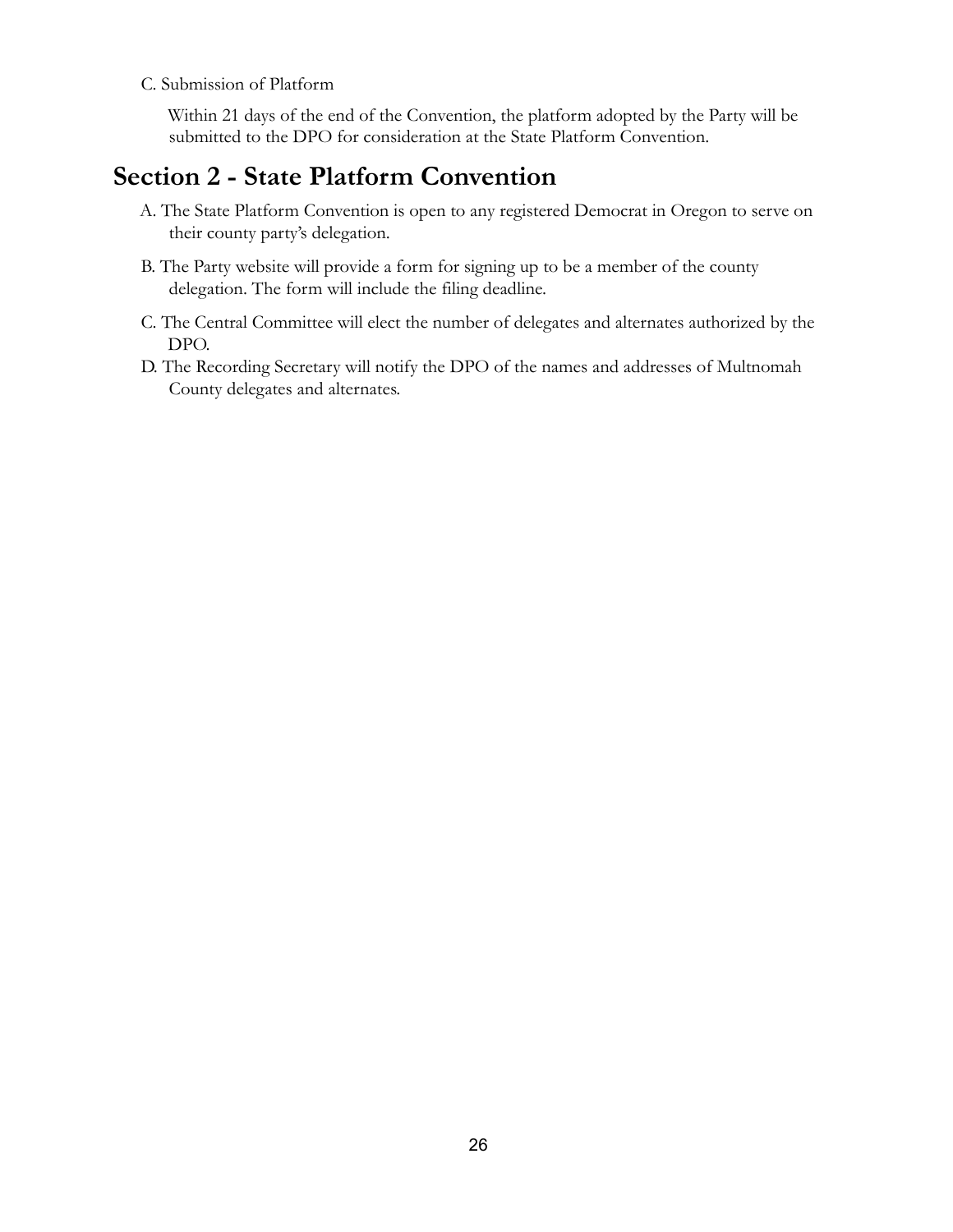C. Submission of Platform

Within 21 days of the end of the Convention, the platform adopted by the Party will be submitted to the DPO for consideration at the State Platform Convention.

## Section 2 - State Platform Convention

A. The State Platform Convention is open to any registered Democrat in Oregon to serve on their county party's delegation.

B. The Party website will provide a form for signing up to be a member of the county delegation. The form will include the filing deadline.

C. The Central Committee will elect the number of delegates and alternates authorized by the DPO.

D. The Recording Secretary will notify the DPO of the names and addresses of Multnomah County delegates and alternates.